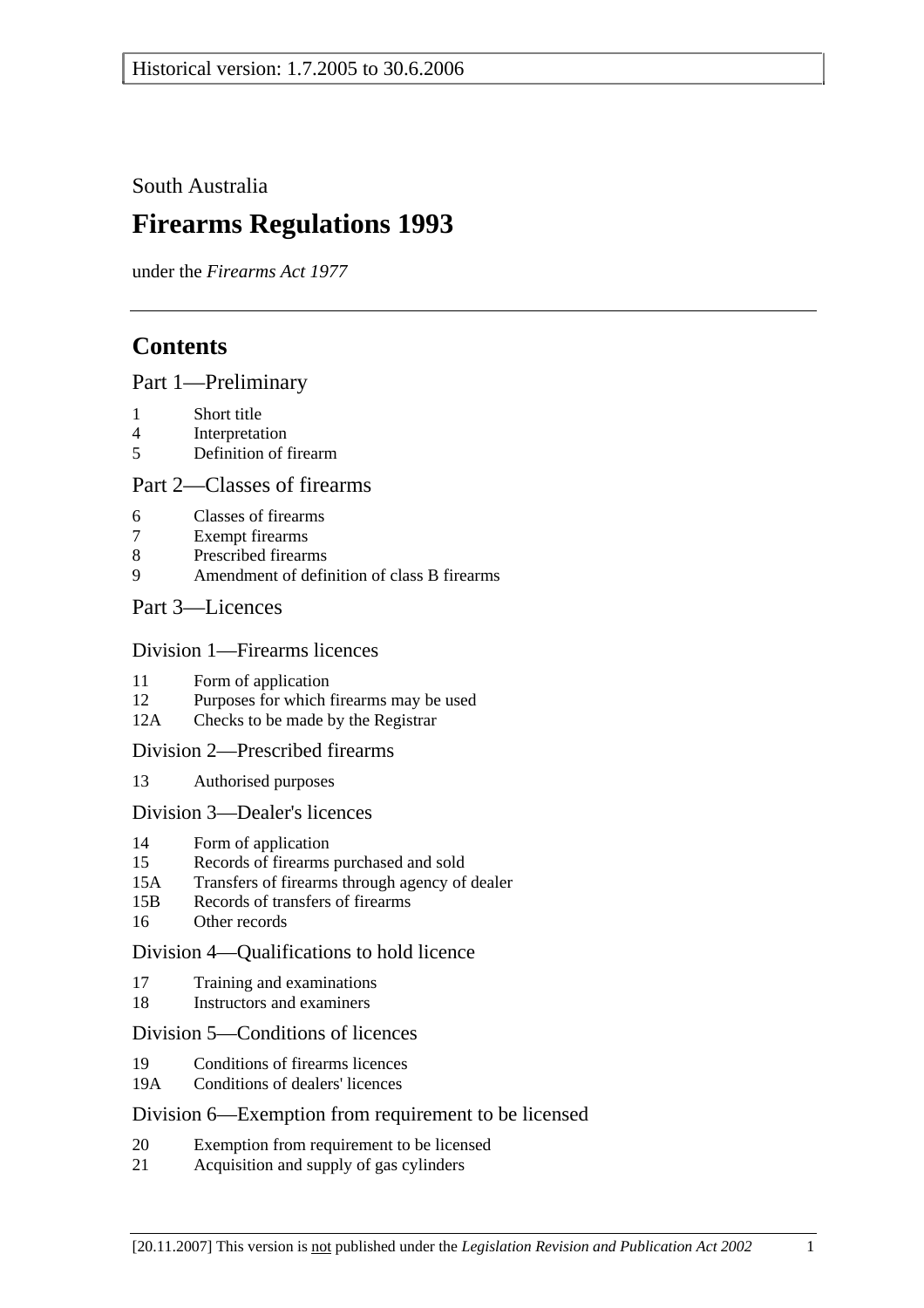Historical version: 1.7.2005 to 30.6.2006

South Australia

# Firearms Regulations 1993

under the *Firearms Act 1977*

## Contents

### Part 1—Preliminary

1 Short title
4 Interpretation
5 Definition of firearm

### Part 2—Classes of firearms

6 Classes of firearms
7 Exempt firearms
8 Prescribed firearms
9 Amendment of definition of class B firearms

### Part 3—Licences

#### Division 1—Firearms licences

11 Form of application
12 Purposes for which firearms may be used
12A Checks to be made by the Registrar

#### Division 2—Prescribed firearms

13 Authorised purposes

#### Division 3—Dealer's licences

14 Form of application
15 Records of firearms purchased and sold
15A Transfers of firearms through agency of dealer
15B Records of transfers of firearms
16 Other records

#### Division 4—Qualifications to hold licence

17 Training and examinations
18 Instructors and examiners

#### Division 5—Conditions of licences

19 Conditions of firearms licences
19A Conditions of dealers' licences

#### Division 6—Exemption from requirement to be licensed

20 Exemption from requirement to be licensed
21 Acquisition and supply of gas cylinders

[20.11.2007] This version is not published under the *Legislation Revision and Publication Act 2002*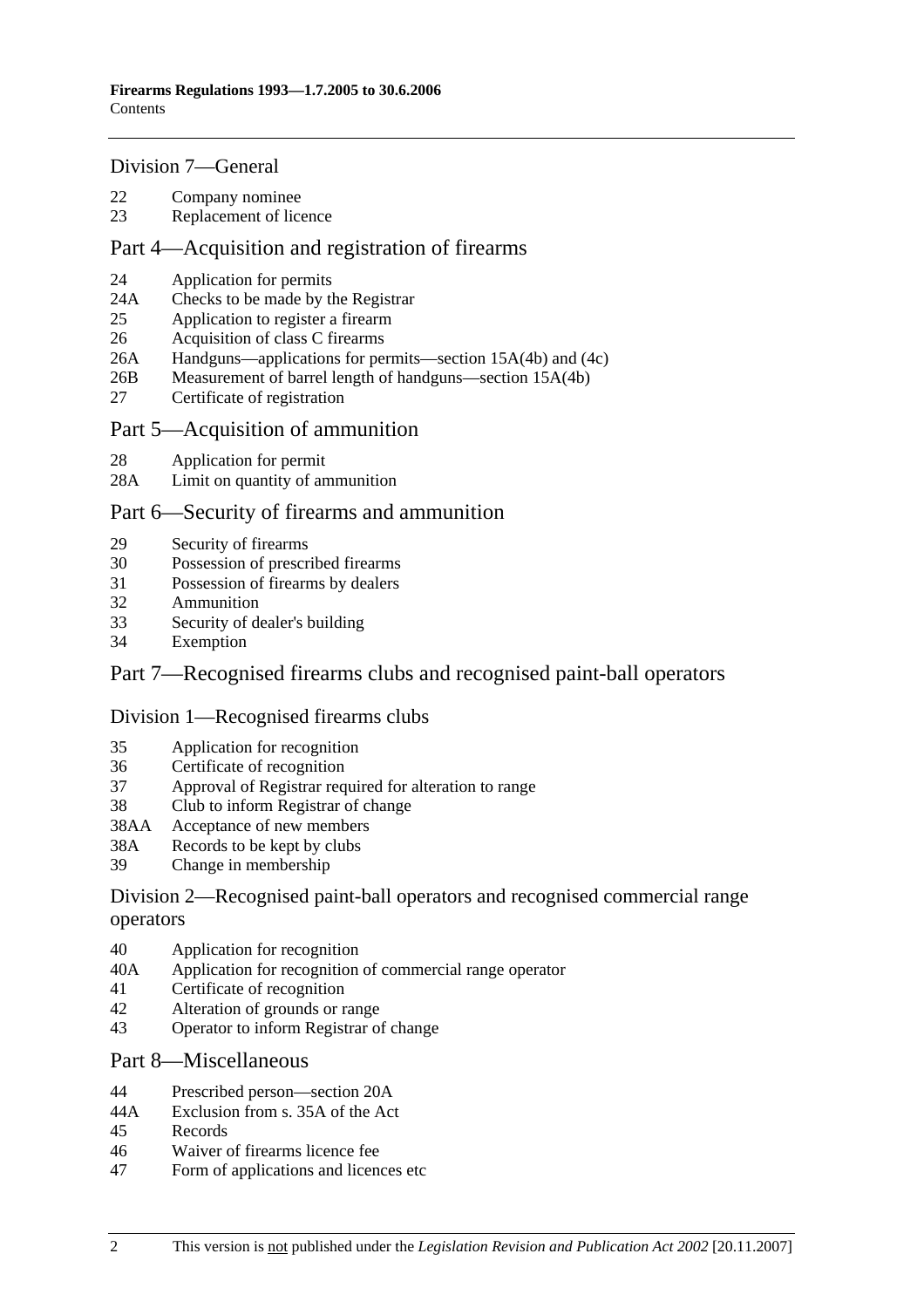## Division 7—General

22 Company nominee
23 Replacement of licence

## Part 4—Acquisition and registration of firearms

24 Application for permits
24A Checks to be made by the Registrar
25 Application to register a firearm
26 Acquisition of class C firearms
26A Handguns—applications for permits—section 15A(4b) and (4c)
26B Measurement of barrel length of handguns—section 15A(4b)
27 Certificate of registration

## Part 5—Acquisition of ammunition

28 Application for permit
28A Limit on quantity of ammunition

## Part 6—Security of firearms and ammunition

29 Security of firearms
30 Possession of prescribed firearms
31 Possession of firearms by dealers
32 Ammunition
33 Security of dealer's building
34 Exemption

## Part 7—Recognised firearms clubs and recognised paint-ball operators

### Division 1—Recognised firearms clubs

35 Application for recognition
36 Certificate of recognition
37 Approval of Registrar required for alteration to range
38 Club to inform Registrar of change
38AA Acceptance of new members
38A Records to be kept by clubs
39 Change in membership

### Division 2—Recognised paint-ball operators and recognised commercial range operators

40 Application for recognition
40A Application for recognition of commercial range operator
41 Certificate of recognition
42 Alteration of grounds or range
43 Operator to inform Registrar of change

## Part 8—Miscellaneous

44 Prescribed person—section 20A
44A Exclusion from s. 35A of the Act
45 Records
46 Waiver of firearms licence fee
47 Form of applications and licences etc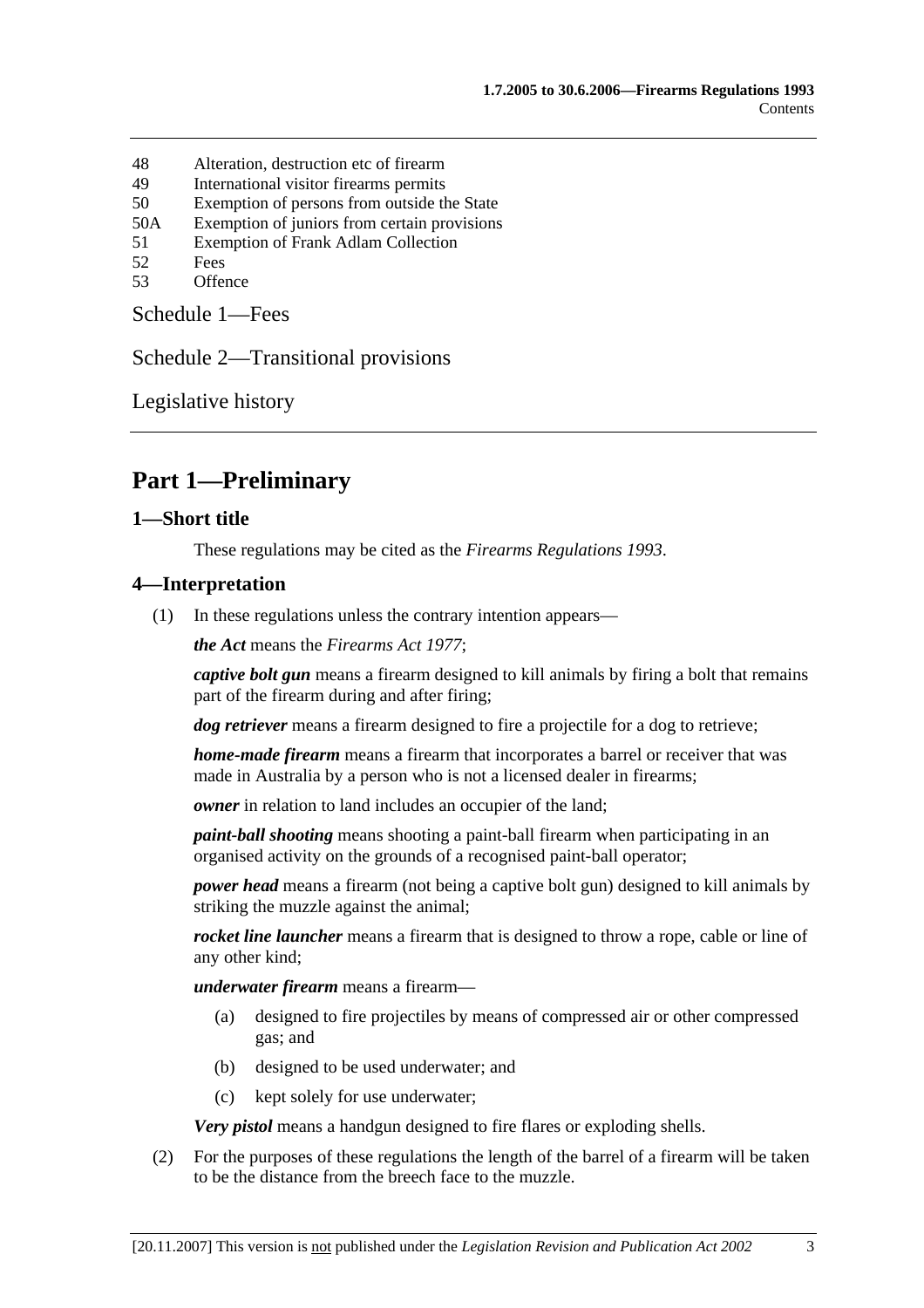48 Alteration, destruction etc of firearm
49 International visitor firearms permits
50 Exemption of persons from outside the State
50A Exemption of juniors from certain provisions
51 Exemption of Frank Adlam Collection
52 Fees
53 Offence

Schedule 1—Fees

Schedule 2—Transitional provisions

Legislative history

# Part 1—Preliminary

## 1—Short title

These regulations may be cited as the *Firearms Regulations 1993*.

## 4—Interpretation

(1) In these regulations unless the contrary intention appears—

***the Act*** means the *Firearms Act 1977*;

***captive bolt gun*** means a firearm designed to kill animals by firing a bolt that remains part of the firearm during and after firing;

***dog retriever*** means a firearm designed to fire a projectile for a dog to retrieve;

***home-made firearm*** means a firearm that incorporates a barrel or receiver that was made in Australia by a person who is not a licensed dealer in firearms;

***owner*** in relation to land includes an occupier of the land;

***paint-ball shooting*** means shooting a paint-ball firearm when participating in an organised activity on the grounds of a recognised paint-ball operator;

***power head*** means a firearm (not being a captive bolt gun) designed to kill animals by striking the muzzle against the animal;

***rocket line launcher*** means a firearm that is designed to throw a rope, cable or line of any other kind;

***underwater firearm*** means a firearm—

(a) designed to fire projectiles by means of compressed air or other compressed gas; and

(b) designed to be used underwater; and

(c) kept solely for use underwater;

***Very pistol*** means a handgun designed to fire flares or exploding shells.

(2) For the purposes of these regulations the length of the barrel of a firearm will be taken to be the distance from the breech face to the muzzle.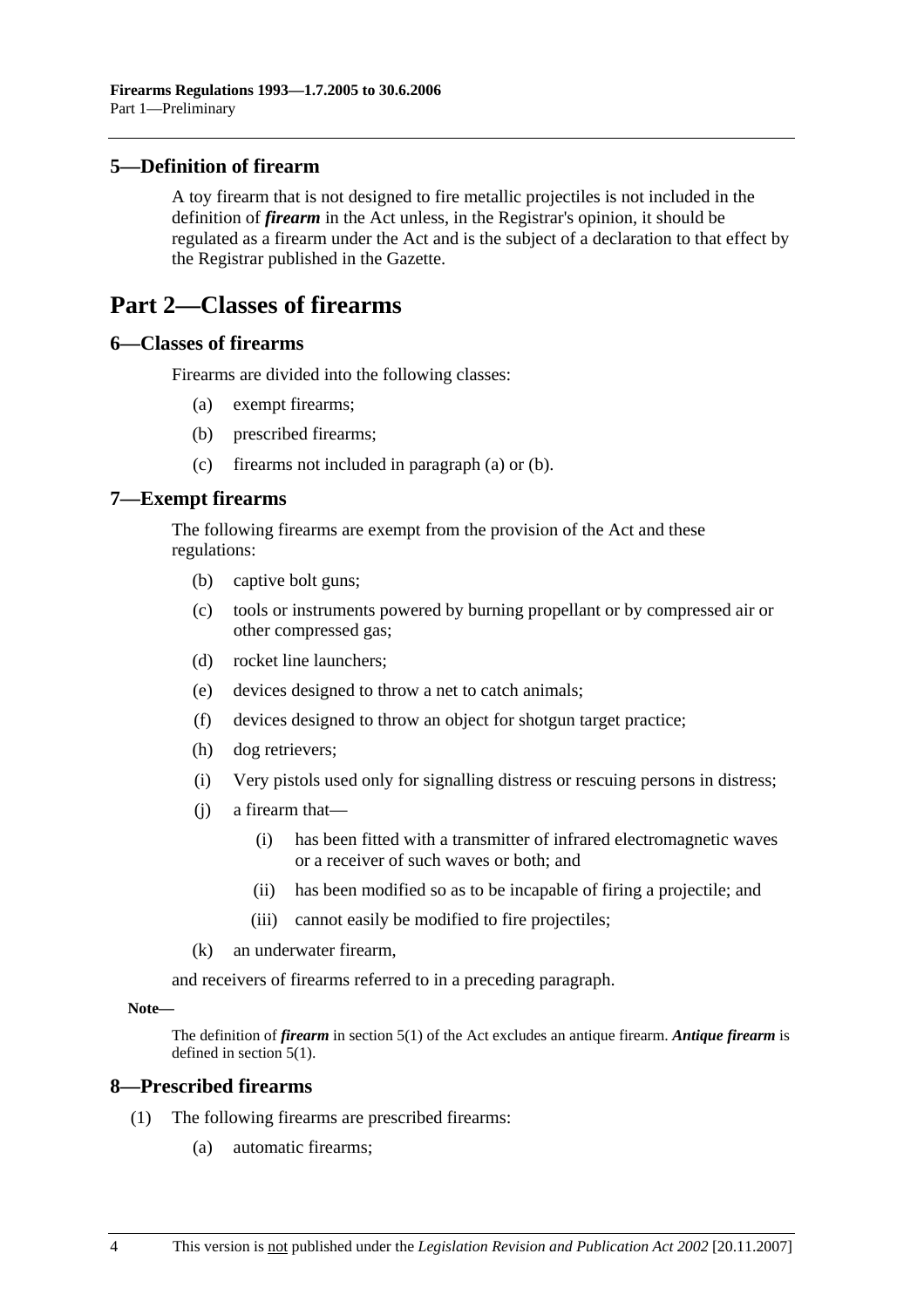## 5—Definition of firearm

A toy firearm that is not designed to fire metallic projectiles is not included in the definition of ***firearm*** in the Act unless, in the Registrar's opinion, it should be regulated as a firearm under the Act and is the subject of a declaration to that effect by the Registrar published in the Gazette.

# Part 2—Classes of firearms

## 6—Classes of firearms

Firearms are divided into the following classes:

(a) exempt firearms;

(b) prescribed firearms;

(c) firearms not included in paragraph (a) or (b).

## 7—Exempt firearms

The following firearms are exempt from the provision of the Act and these regulations:

(b) captive bolt guns;

(c) tools or instruments powered by burning propellant or by compressed air or other compressed gas;

(d) rocket line launchers;

(e) devices designed to throw a net to catch animals;

(f) devices designed to throw an object for shotgun target practice;

(h) dog retrievers;

(i) Very pistols used only for signalling distress or rescuing persons in distress;

(j) a firearm that—

(i) has been fitted with a transmitter of infrared electromagnetic waves or a receiver of such waves or both; and

(ii) has been modified so as to be incapable of firing a projectile; and

(iii) cannot easily be modified to fire projectiles;

(k) an underwater firearm,

and receivers of firearms referred to in a preceding paragraph.

**Note—**

The definition of ***firearm*** in section 5(1) of the Act excludes an antique firearm. ***Antique firearm*** is defined in section 5(1).

## 8—Prescribed firearms

(1) The following firearms are prescribed firearms:

(a) automatic firearms;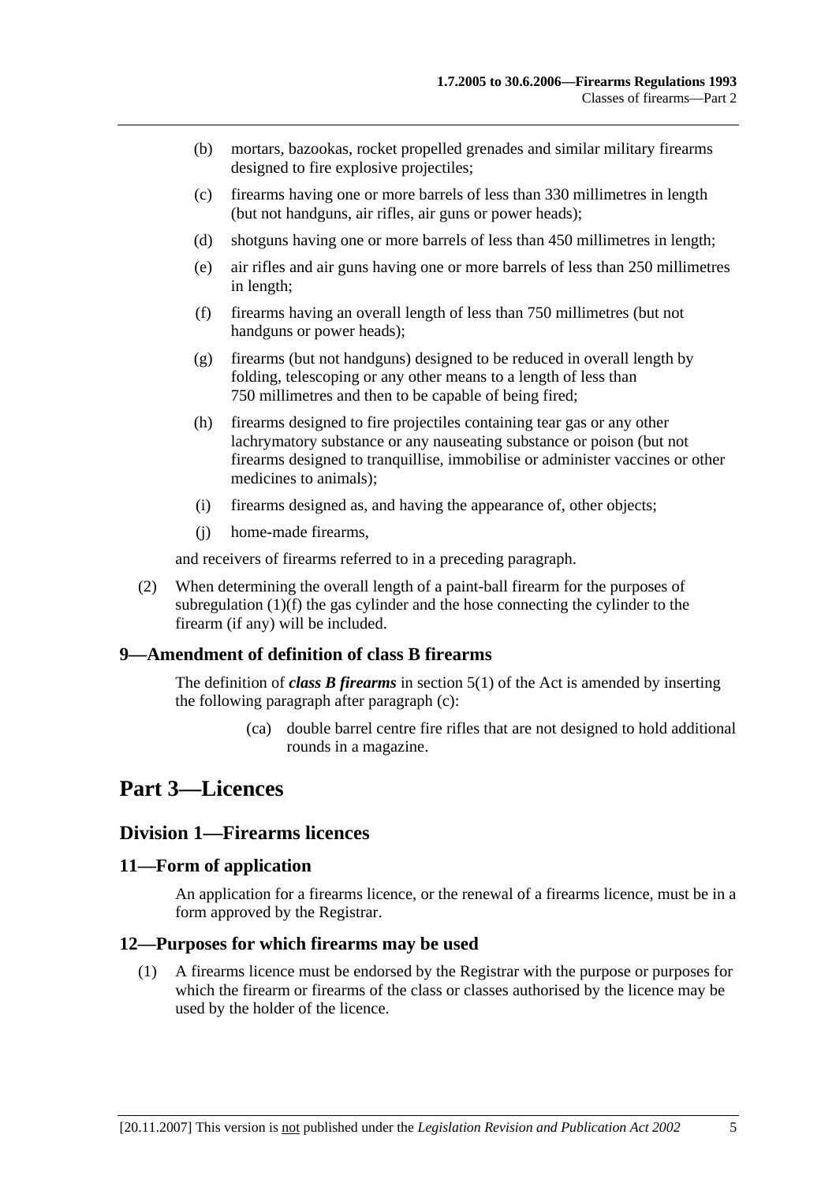(b) mortars, bazookas, rocket propelled grenades and similar military firearms designed to fire explosive projectiles;

(c) firearms having one or more barrels of less than 330 millimetres in length (but not handguns, air rifles, air guns or power heads);

(d) shotguns having one or more barrels of less than 450 millimetres in length;

(e) air rifles and air guns having one or more barrels of less than 250 millimetres in length;

(f) firearms having an overall length of less than 750 millimetres (but not handguns or power heads);

(g) firearms (but not handguns) designed to be reduced in overall length by folding, telescoping or any other means to a length of less than 750 millimetres and then to be capable of being fired;

(h) firearms designed to fire projectiles containing tear gas or any other lachrymatory substance or any nauseating substance or poison (but not firearms designed to tranquillise, immobilise or administer vaccines or other medicines to animals);

(i) firearms designed as, and having the appearance of, other objects;

(j) home-made firearms,

and receivers of firearms referred to in a preceding paragraph.

(2) When determining the overall length of a paint-ball firearm for the purposes of subregulation (1)(f) the gas cylinder and the hose connecting the cylinder to the firearm (if any) will be included.

### 9—Amendment of definition of class B firearms

The definition of ***class B firearms*** in section 5(1) of the Act is amended by inserting the following paragraph after paragraph (c):

(ca) double barrel centre fire rifles that are not designed to hold additional rounds in a magazine.

# Part 3—Licences

## Division 1—Firearms licences

### 11—Form of application

An application for a firearms licence, or the renewal of a firearms licence, must be in a form approved by the Registrar.

### 12—Purposes for which firearms may be used

(1) A firearms licence must be endorsed by the Registrar with the purpose or purposes for which the firearm or firearms of the class or classes authorised by the licence may be used by the holder of the licence.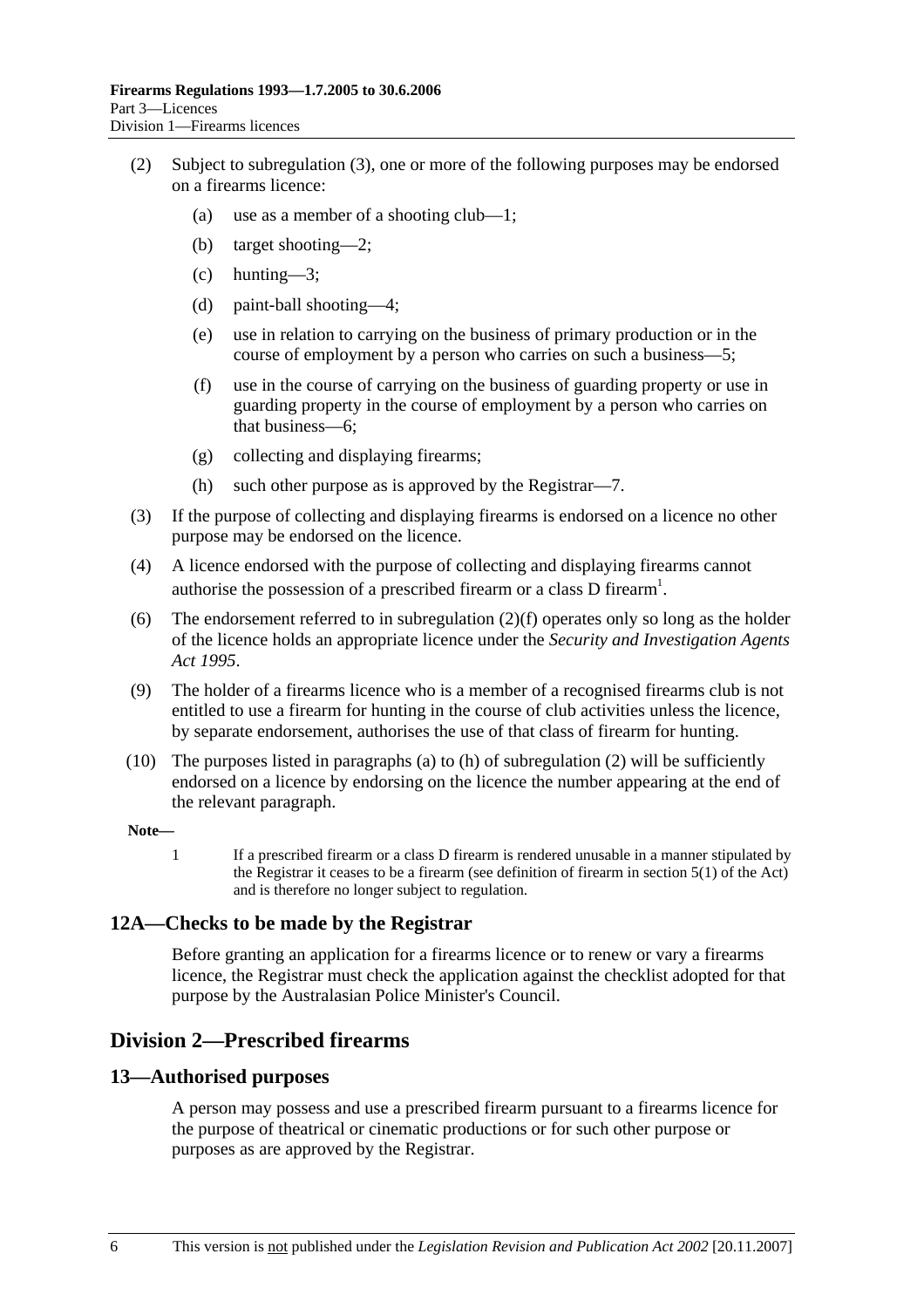(2) Subject to subregulation (3), one or more of the following purposes may be endorsed on a firearms licence:

(a) use as a member of a shooting club—1;

(b) target shooting—2;

(c) hunting—3;

(d) paint-ball shooting—4;

(e) use in relation to carrying on the business of primary production or in the course of employment by a person who carries on such a business—5;

(f) use in the course of carrying on the business of guarding property or use in guarding property in the course of employment by a person who carries on that business—6;

(g) collecting and displaying firearms;

(h) such other purpose as is approved by the Registrar—7.

(3) If the purpose of collecting and displaying firearms is endorsed on a licence no other purpose may be endorsed on the licence.

(4) A licence endorsed with the purpose of collecting and displaying firearms cannot authorise the possession of a prescribed firearm or a class D firearm[1].

(6) The endorsement referred to in subregulation (2)(f) operates only so long as the holder of the licence holds an appropriate licence under the *Security and Investigation Agents Act 1995*.

(9) The holder of a firearms licence who is a member of a recognised firearms club is not entitled to use a firearm for hunting in the course of club activities unless the licence, by separate endorsement, authorises the use of that class of firearm for hunting.

(10) The purposes listed in paragraphs (a) to (h) of subregulation (2) will be sufficiently endorsed on a licence by endorsing on the licence the number appearing at the end of the relevant paragraph.

**Note—**

1 If a prescribed firearm or a class D firearm is rendered unusable in a manner stipulated by the Registrar it ceases to be a firearm (see definition of firearm in section 5(1) of the Act) and is therefore no longer subject to regulation.

### 12A—Checks to be made by the Registrar

Before granting an application for a firearms licence or to renew or vary a firearms licence, the Registrar must check the application against the checklist adopted for that purpose by the Australasian Police Minister's Council.

## Division 2—Prescribed firearms

### 13—Authorised purposes

A person may possess and use a prescribed firearm pursuant to a firearms licence for the purpose of theatrical or cinematic productions or for such other purpose or purposes as are approved by the Registrar.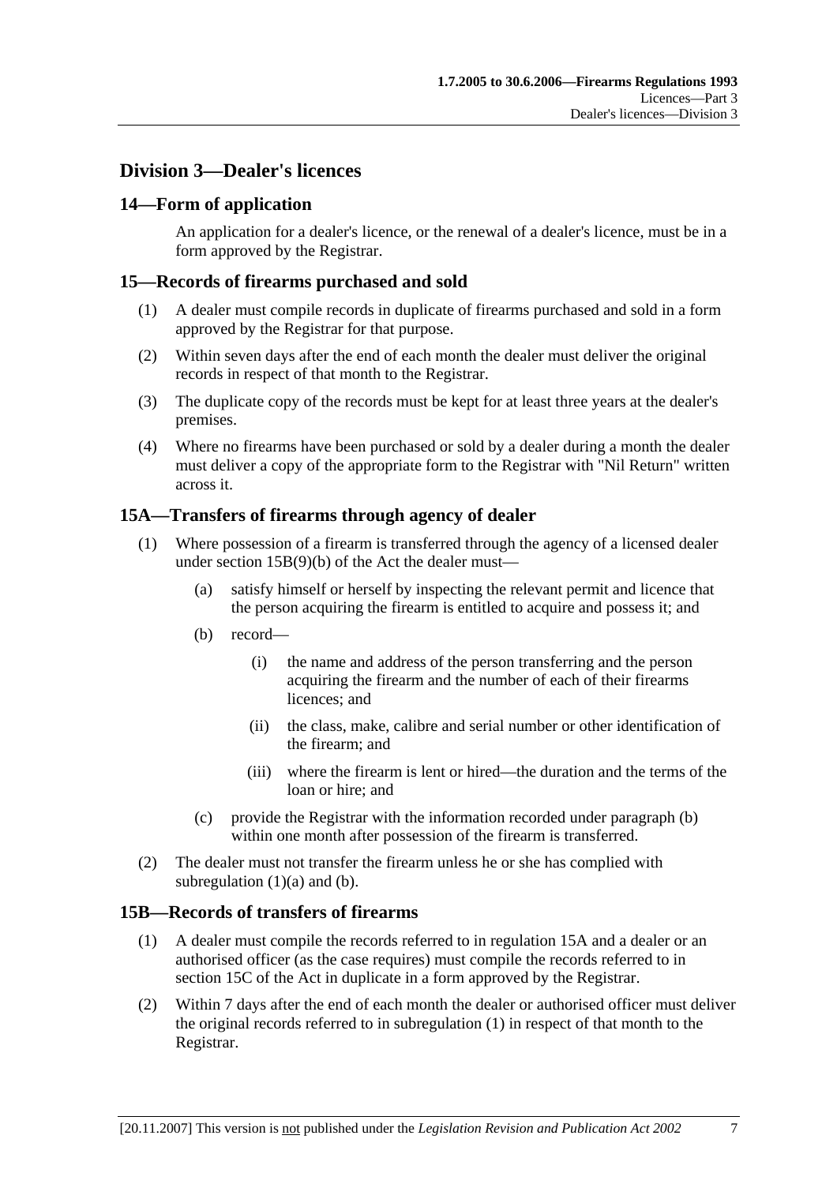## Division 3—Dealer's licences

### 14—Form of application

An application for a dealer's licence, or the renewal of a dealer's licence, must be in a form approved by the Registrar.

### 15—Records of firearms purchased and sold

(1) A dealer must compile records in duplicate of firearms purchased and sold in a form approved by the Registrar for that purpose.

(2) Within seven days after the end of each month the dealer must deliver the original records in respect of that month to the Registrar.

(3) The duplicate copy of the records must be kept for at least three years at the dealer's premises.

(4) Where no firearms have been purchased or sold by a dealer during a month the dealer must deliver a copy of the appropriate form to the Registrar with "Nil Return" written across it.

### 15A—Transfers of firearms through agency of dealer

(1) Where possession of a firearm is transferred through the agency of a licensed dealer under section 15B(9)(b) of the Act the dealer must—

  (a) satisfy himself or herself by inspecting the relevant permit and licence that the person acquiring the firearm is entitled to acquire and possess it; and

  (b) record—

    (i) the name and address of the person transferring and the person acquiring the firearm and the number of each of their firearms licences; and

    (ii) the class, make, calibre and serial number or other identification of the firearm; and

    (iii) where the firearm is lent or hired—the duration and the terms of the loan or hire; and

  (c) provide the Registrar with the information recorded under paragraph (b) within one month after possession of the firearm is transferred.

(2) The dealer must not transfer the firearm unless he or she has complied with subregulation (1)(a) and (b).

### 15B—Records of transfers of firearms

(1) A dealer must compile the records referred to in regulation 15A and a dealer or an authorised officer (as the case requires) must compile the records referred to in section 15C of the Act in duplicate in a form approved by the Registrar.

(2) Within 7 days after the end of each month the dealer or authorised officer must deliver the original records referred to in subregulation (1) in respect of that month to the Registrar.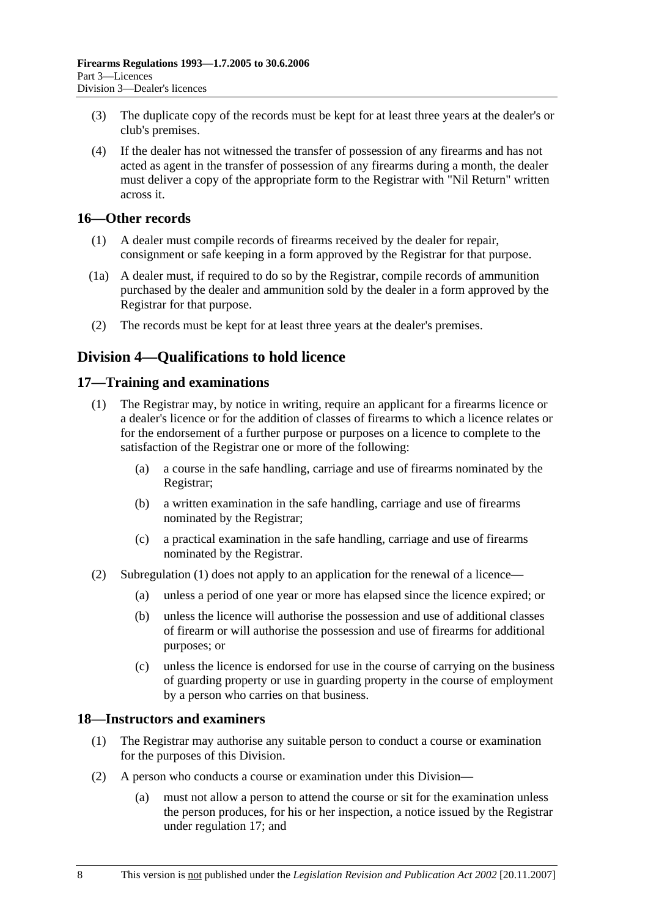(3) The duplicate copy of the records must be kept for at least three years at the dealer's or club's premises.

(4) If the dealer has not witnessed the transfer of possession of any firearms and has not acted as agent in the transfer of possession of any firearms during a month, the dealer must deliver a copy of the appropriate form to the Registrar with "Nil Return" written across it.

## 16—Other records

(1) A dealer must compile records of firearms received by the dealer for repair, consignment or safe keeping in a form approved by the Registrar for that purpose.

(1a) A dealer must, if required to do so by the Registrar, compile records of ammunition purchased by the dealer and ammunition sold by the dealer in a form approved by the Registrar for that purpose.

(2) The records must be kept for at least three years at the dealer's premises.

# Division 4—Qualifications to hold licence

## 17—Training and examinations

(1) The Registrar may, by notice in writing, require an applicant for a firearms licence or a dealer's licence or for the addition of classes of firearms to which a licence relates or for the endorsement of a further purpose or purposes on a licence to complete to the satisfaction of the Registrar one or more of the following:

- (a) a course in the safe handling, carriage and use of firearms nominated by the Registrar;
- (b) a written examination in the safe handling, carriage and use of firearms nominated by the Registrar;
- (c) a practical examination in the safe handling, carriage and use of firearms nominated by the Registrar.

(2) Subregulation (1) does not apply to an application for the renewal of a licence—

- (a) unless a period of one year or more has elapsed since the licence expired; or
- (b) unless the licence will authorise the possession and use of additional classes of firearm or will authorise the possession and use of firearms for additional purposes; or
- (c) unless the licence is endorsed for use in the course of carrying on the business of guarding property or use in guarding property in the course of employment by a person who carries on that business.

## 18—Instructors and examiners

(1) The Registrar may authorise any suitable person to conduct a course or examination for the purposes of this Division.

(2) A person who conducts a course or examination under this Division—

- (a) must not allow a person to attend the course or sit for the examination unless the person produces, for his or her inspection, a notice issued by the Registrar under regulation 17; and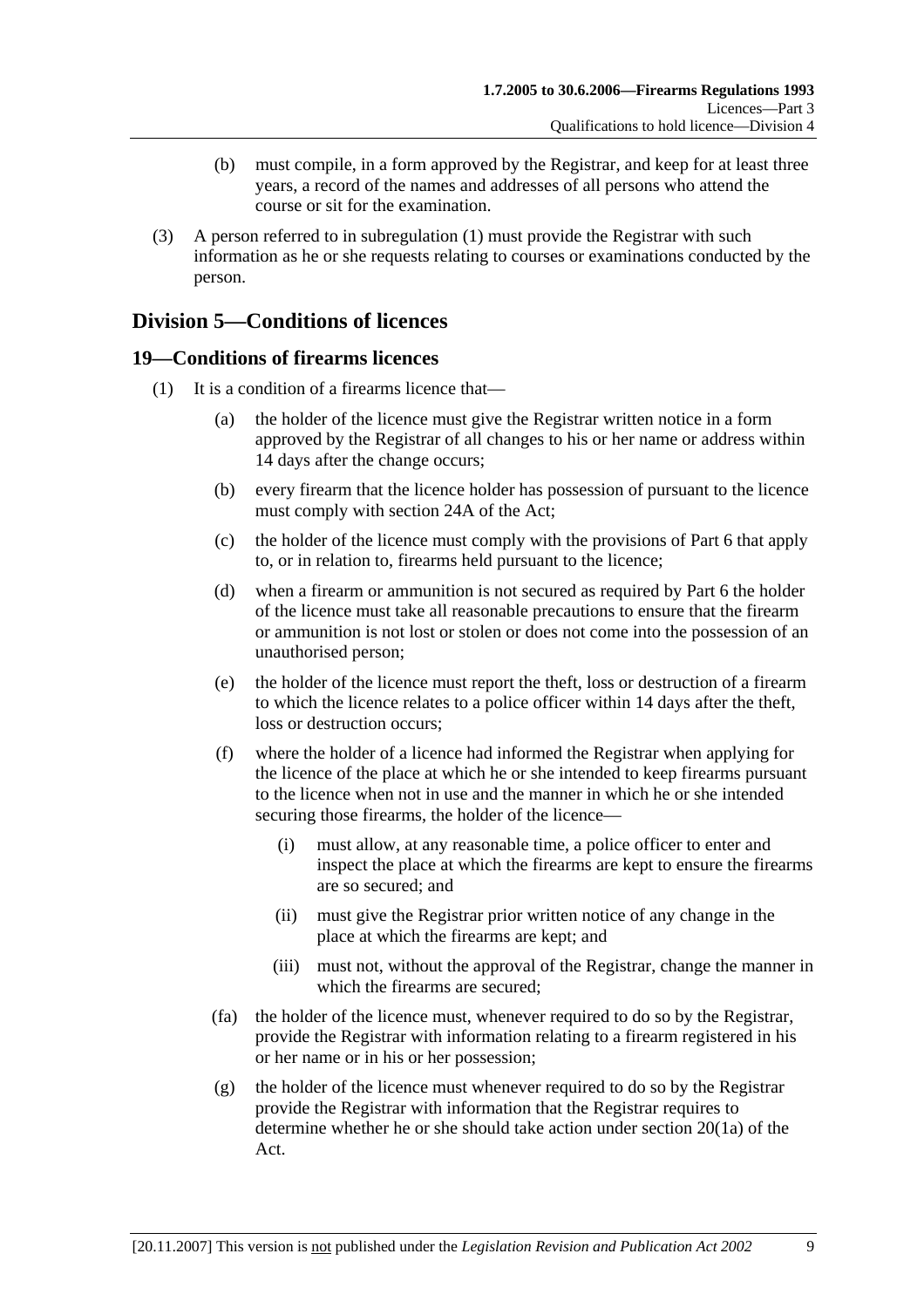(b) must compile, in a form approved by the Registrar, and keep for at least three years, a record of the names and addresses of all persons who attend the course or sit for the examination.

(3) A person referred to in subregulation (1) must provide the Registrar with such information as he or she requests relating to courses or examinations conducted by the person.

## Division 5—Conditions of licences

### 19—Conditions of firearms licences

(1) It is a condition of a firearms licence that—

(a) the holder of the licence must give the Registrar written notice in a form approved by the Registrar of all changes to his or her name or address within 14 days after the change occurs;

(b) every firearm that the licence holder has possession of pursuant to the licence must comply with section 24A of the Act;

(c) the holder of the licence must comply with the provisions of Part 6 that apply to, or in relation to, firearms held pursuant to the licence;

(d) when a firearm or ammunition is not secured as required by Part 6 the holder of the licence must take all reasonable precautions to ensure that the firearm or ammunition is not lost or stolen or does not come into the possession of an unauthorised person;

(e) the holder of the licence must report the theft, loss or destruction of a firearm to which the licence relates to a police officer within 14 days after the theft, loss or destruction occurs;

(f) where the holder of a licence had informed the Registrar when applying for the licence of the place at which he or she intended to keep firearms pursuant to the licence when not in use and the manner in which he or she intended securing those firearms, the holder of the licence—

(i) must allow, at any reasonable time, a police officer to enter and inspect the place at which the firearms are kept to ensure the firearms are so secured; and

(ii) must give the Registrar prior written notice of any change in the place at which the firearms are kept; and

(iii) must not, without the approval of the Registrar, change the manner in which the firearms are secured;

(fa) the holder of the licence must, whenever required to do so by the Registrar, provide the Registrar with information relating to a firearm registered in his or her name or in his or her possession;

(g) the holder of the licence must whenever required to do so by the Registrar provide the Registrar with information that the Registrar requires to determine whether he or she should take action under section 20(1a) of the Act.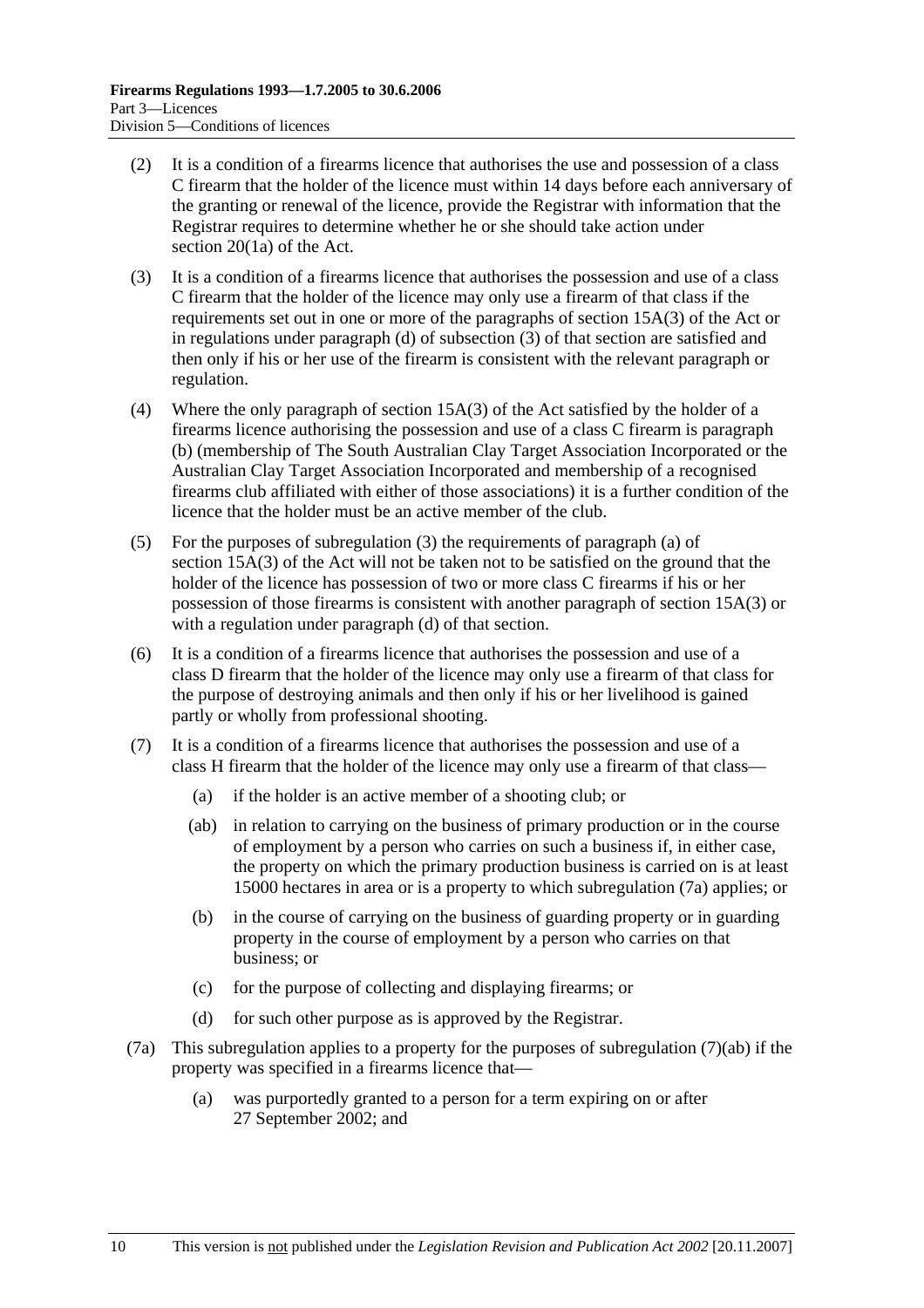(2) It is a condition of a firearms licence that authorises the use and possession of a class C firearm that the holder of the licence must within 14 days before each anniversary of the granting or renewal of the licence, provide the Registrar with information that the Registrar requires to determine whether he or she should take action under section 20(1a) of the Act.

(3) It is a condition of a firearms licence that authorises the possession and use of a class C firearm that the holder of the licence may only use a firearm of that class if the requirements set out in one or more of the paragraphs of section 15A(3) of the Act or in regulations under paragraph (d) of subsection (3) of that section are satisfied and then only if his or her use of the firearm is consistent with the relevant paragraph or regulation.

(4) Where the only paragraph of section 15A(3) of the Act satisfied by the holder of a firearms licence authorising the possession and use of a class C firearm is paragraph (b) (membership of The South Australian Clay Target Association Incorporated or the Australian Clay Target Association Incorporated and membership of a recognised firearms club affiliated with either of those associations) it is a further condition of the licence that the holder must be an active member of the club.

(5) For the purposes of subregulation (3) the requirements of paragraph (a) of section 15A(3) of the Act will not be taken not to be satisfied on the ground that the holder of the licence has possession of two or more class C firearms if his or her possession of those firearms is consistent with another paragraph of section 15A(3) or with a regulation under paragraph (d) of that section.

(6) It is a condition of a firearms licence that authorises the possession and use of a class D firearm that the holder of the licence may only use a firearm of that class for the purpose of destroying animals and then only if his or her livelihood is gained partly or wholly from professional shooting.

(7) It is a condition of a firearms licence that authorises the possession and use of a class H firearm that the holder of the licence may only use a firearm of that class—

(a) if the holder is an active member of a shooting club; or

(ab) in relation to carrying on the business of primary production or in the course of employment by a person who carries on such a business if, in either case, the property on which the primary production business is carried on is at least 15000 hectares in area or is a property to which subregulation (7a) applies; or

(b) in the course of carrying on the business of guarding property or in guarding property in the course of employment by a person who carries on that business; or

(c) for the purpose of collecting and displaying firearms; or

(d) for such other purpose as is approved by the Registrar.

(7a) This subregulation applies to a property for the purposes of subregulation (7)(ab) if the property was specified in a firearms licence that—

(a) was purportedly granted to a person for a term expiring on or after 27 September 2002; and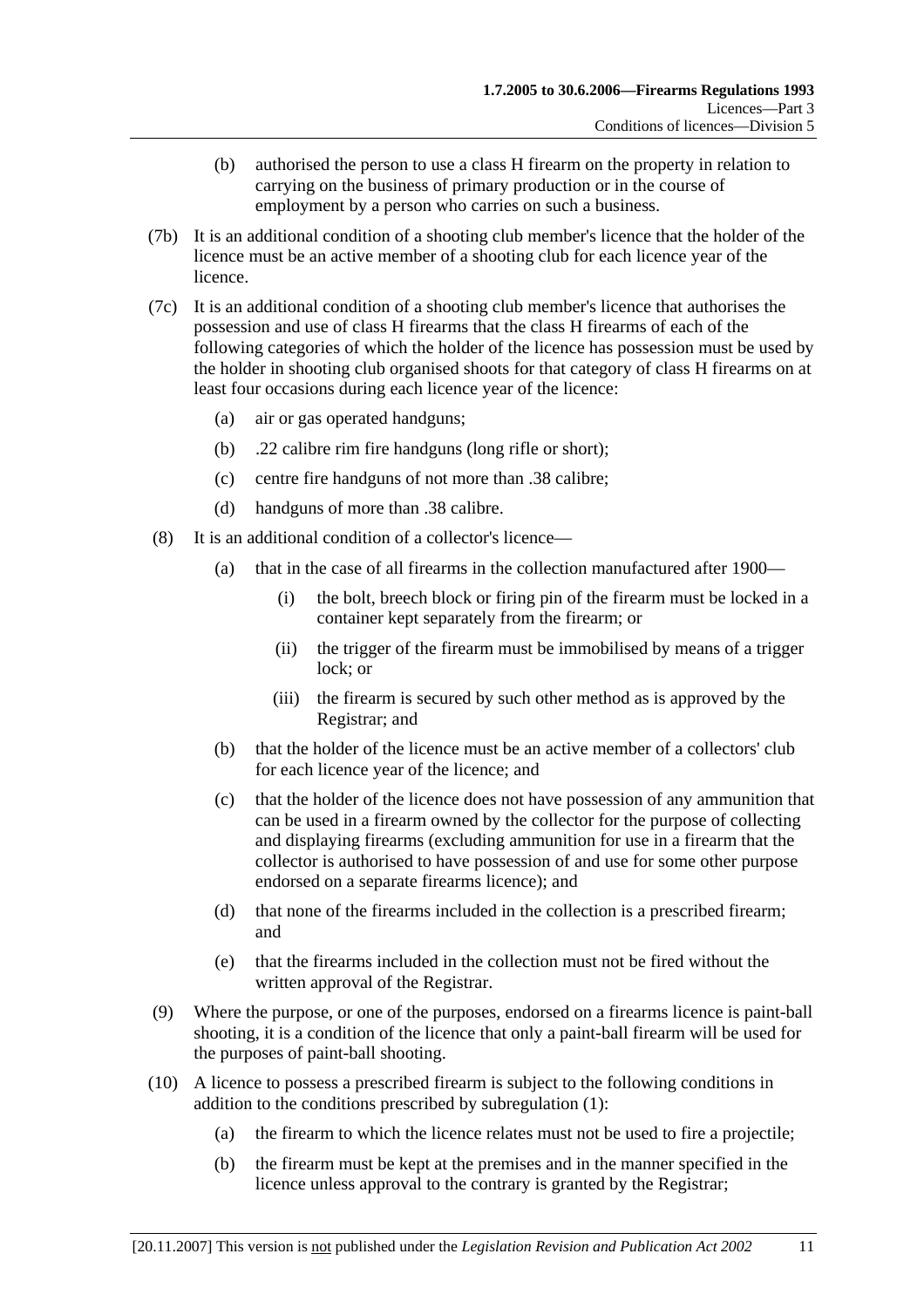(b) authorised the person to use a class H firearm on the property in relation to carrying on the business of primary production or in the course of employment by a person who carries on such a business.

(7b) It is an additional condition of a shooting club member's licence that the holder of the licence must be an active member of a shooting club for each licence year of the licence.

(7c) It is an additional condition of a shooting club member's licence that authorises the possession and use of class H firearms that the class H firearms of each of the following categories of which the holder of the licence has possession must be used by the holder in shooting club organised shoots for that category of class H firearms on at least four occasions during each licence year of the licence:

(a) air or gas operated handguns;

(b) .22 calibre rim fire handguns (long rifle or short);

(c) centre fire handguns of not more than .38 calibre;

(d) handguns of more than .38 calibre.

(8) It is an additional condition of a collector's licence—

(a) that in the case of all firearms in the collection manufactured after 1900—

(i) the bolt, breech block or firing pin of the firearm must be locked in a container kept separately from the firearm; or

(ii) the trigger of the firearm must be immobilised by means of a trigger lock; or

(iii) the firearm is secured by such other method as is approved by the Registrar; and

(b) that the holder of the licence must be an active member of a collectors' club for each licence year of the licence; and

(c) that the holder of the licence does not have possession of any ammunition that can be used in a firearm owned by the collector for the purpose of collecting and displaying firearms (excluding ammunition for use in a firearm that the collector is authorised to have possession of and use for some other purpose endorsed on a separate firearms licence); and

(d) that none of the firearms included in the collection is a prescribed firearm; and

(e) that the firearms included in the collection must not be fired without the written approval of the Registrar.

(9) Where the purpose, or one of the purposes, endorsed on a firearms licence is paint-ball shooting, it is a condition of the licence that only a paint-ball firearm will be used for the purposes of paint-ball shooting.

(10) A licence to possess a prescribed firearm is subject to the following conditions in addition to the conditions prescribed by subregulation (1):

(a) the firearm to which the licence relates must not be used to fire a projectile;

(b) the firearm must be kept at the premises and in the manner specified in the licence unless approval to the contrary is granted by the Registrar;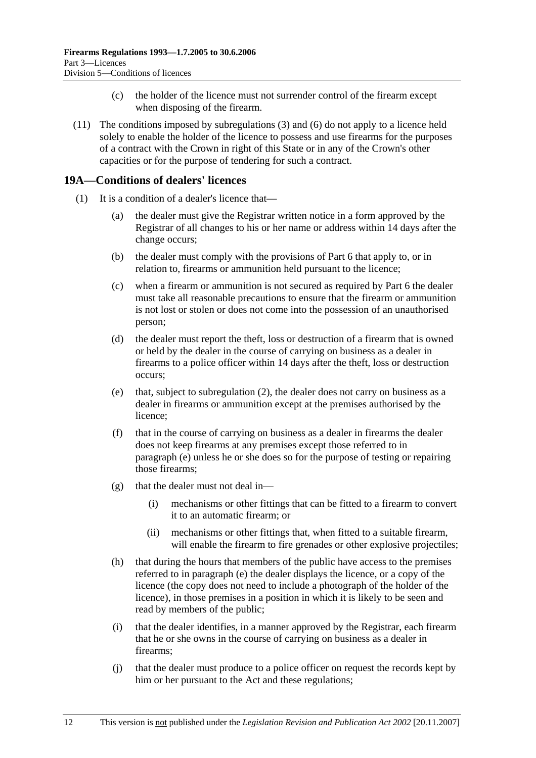(c) the holder of the licence must not surrender control of the firearm except when disposing of the firearm.

(11) The conditions imposed by subregulations (3) and (6) do not apply to a licence held solely to enable the holder of the licence to possess and use firearms for the purposes of a contract with the Crown in right of this State or in any of the Crown's other capacities or for the purpose of tendering for such a contract.

## 19A—Conditions of dealers' licences

(1) It is a condition of a dealer's licence that—

(a) the dealer must give the Registrar written notice in a form approved by the Registrar of all changes to his or her name or address within 14 days after the change occurs;

(b) the dealer must comply with the provisions of Part 6 that apply to, or in relation to, firearms or ammunition held pursuant to the licence;

(c) when a firearm or ammunition is not secured as required by Part 6 the dealer must take all reasonable precautions to ensure that the firearm or ammunition is not lost or stolen or does not come into the possession of an unauthorised person;

(d) the dealer must report the theft, loss or destruction of a firearm that is owned or held by the dealer in the course of carrying on business as a dealer in firearms to a police officer within 14 days after the theft, loss or destruction occurs;

(e) that, subject to subregulation (2), the dealer does not carry on business as a dealer in firearms or ammunition except at the premises authorised by the licence;

(f) that in the course of carrying on business as a dealer in firearms the dealer does not keep firearms at any premises except those referred to in paragraph (e) unless he or she does so for the purpose of testing or repairing those firearms;

(g) that the dealer must not deal in—

(i) mechanisms or other fittings that can be fitted to a firearm to convert it to an automatic firearm; or

(ii) mechanisms or other fittings that, when fitted to a suitable firearm, will enable the firearm to fire grenades or other explosive projectiles;

(h) that during the hours that members of the public have access to the premises referred to in paragraph (e) the dealer displays the licence, or a copy of the licence (the copy does not need to include a photograph of the holder of the licence), in those premises in a position in which it is likely to be seen and read by members of the public;

(i) that the dealer identifies, in a manner approved by the Registrar, each firearm that he or she owns in the course of carrying on business as a dealer in firearms;

(j) that the dealer must produce to a police officer on request the records kept by him or her pursuant to the Act and these regulations;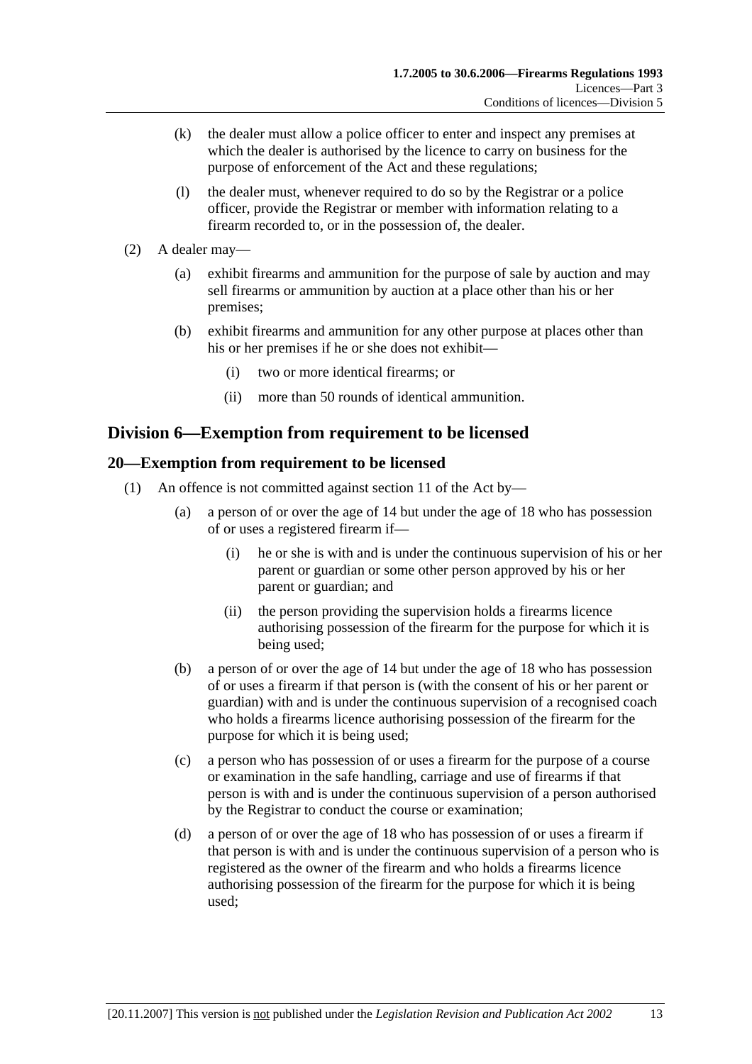(k) the dealer must allow a police officer to enter and inspect any premises at which the dealer is authorised by the licence to carry on business for the purpose of enforcement of the Act and these regulations;

(l) the dealer must, whenever required to do so by the Registrar or a police officer, provide the Registrar or member with information relating to a firearm recorded to, or in the possession of, the dealer.

(2) A dealer may—

(a) exhibit firearms and ammunition for the purpose of sale by auction and may sell firearms or ammunition by auction at a place other than his or her premises;

(b) exhibit firearms and ammunition for any other purpose at places other than his or her premises if he or she does not exhibit—

(i) two or more identical firearms; or

(ii) more than 50 rounds of identical ammunition.

## Division 6—Exemption from requirement to be licensed

### 20—Exemption from requirement to be licensed

(1) An offence is not committed against section 11 of the Act by—

(a) a person of or over the age of 14 but under the age of 18 who has possession of or uses a registered firearm if—

(i) he or she is with and is under the continuous supervision of his or her parent or guardian or some other person approved by his or her parent or guardian; and

(ii) the person providing the supervision holds a firearms licence authorising possession of the firearm for the purpose for which it is being used;

(b) a person of or over the age of 14 but under the age of 18 who has possession of or uses a firearm if that person is (with the consent of his or her parent or guardian) with and is under the continuous supervision of a recognised coach who holds a firearms licence authorising possession of the firearm for the purpose for which it is being used;

(c) a person who has possession of or uses a firearm for the purpose of a course or examination in the safe handling, carriage and use of firearms if that person is with and is under the continuous supervision of a person authorised by the Registrar to conduct the course or examination;

(d) a person of or over the age of 18 who has possession of or uses a firearm if that person is with and is under the continuous supervision of a person who is registered as the owner of the firearm and who holds a firearms licence authorising possession of the firearm for the purpose for which it is being used;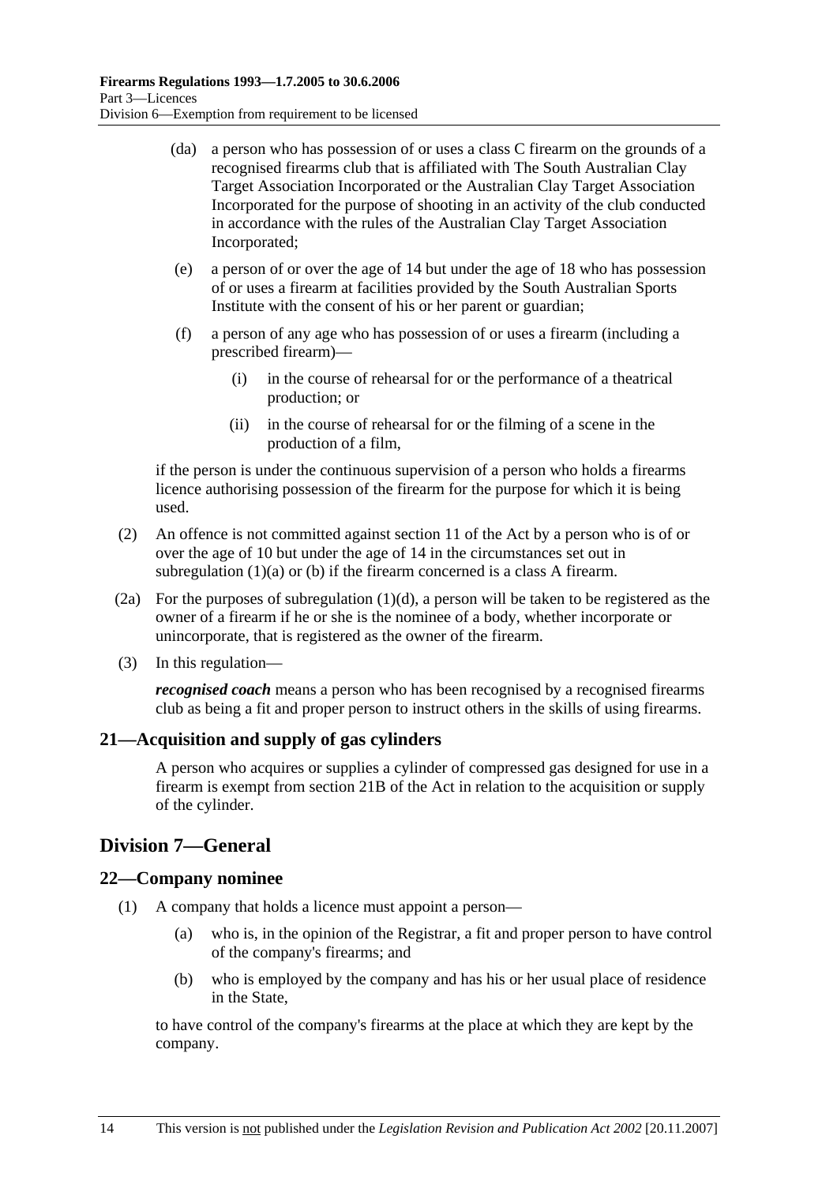(da) a person who has possession of or uses a class C firearm on the grounds of a recognised firearms club that is affiliated with The South Australian Clay Target Association Incorporated or the Australian Clay Target Association Incorporated for the purpose of shooting in an activity of the club conducted in accordance with the rules of the Australian Clay Target Association Incorporated;

(e) a person of or over the age of 14 but under the age of 18 who has possession of or uses a firearm at facilities provided by the South Australian Sports Institute with the consent of his or her parent or guardian;

(f) a person of any age who has possession of or uses a firearm (including a prescribed firearm)—

(i) in the course of rehearsal for or the performance of a theatrical production; or

(ii) in the course of rehearsal for or the filming of a scene in the production of a film,

if the person is under the continuous supervision of a person who holds a firearms licence authorising possession of the firearm for the purpose for which it is being used.

(2) An offence is not committed against section 11 of the Act by a person who is of or over the age of 10 but under the age of 14 in the circumstances set out in subregulation (1)(a) or (b) if the firearm concerned is a class A firearm.

(2a) For the purposes of subregulation (1)(d), a person will be taken to be registered as the owner of a firearm if he or she is the nominee of a body, whether incorporate or unincorporate, that is registered as the owner of the firearm.

(3) In this regulation—

***recognised coach*** means a person who has been recognised by a recognised firearms club as being a fit and proper person to instruct others in the skills of using firearms.

### 21—Acquisition and supply of gas cylinders

A person who acquires or supplies a cylinder of compressed gas designed for use in a firearm is exempt from section 21B of the Act in relation to the acquisition or supply of the cylinder.

## Division 7—General

### 22—Company nominee

(1) A company that holds a licence must appoint a person—

(a) who is, in the opinion of the Registrar, a fit and proper person to have control of the company's firearms; and

(b) who is employed by the company and has his or her usual place of residence in the State,

to have control of the company's firearms at the place at which they are kept by the company.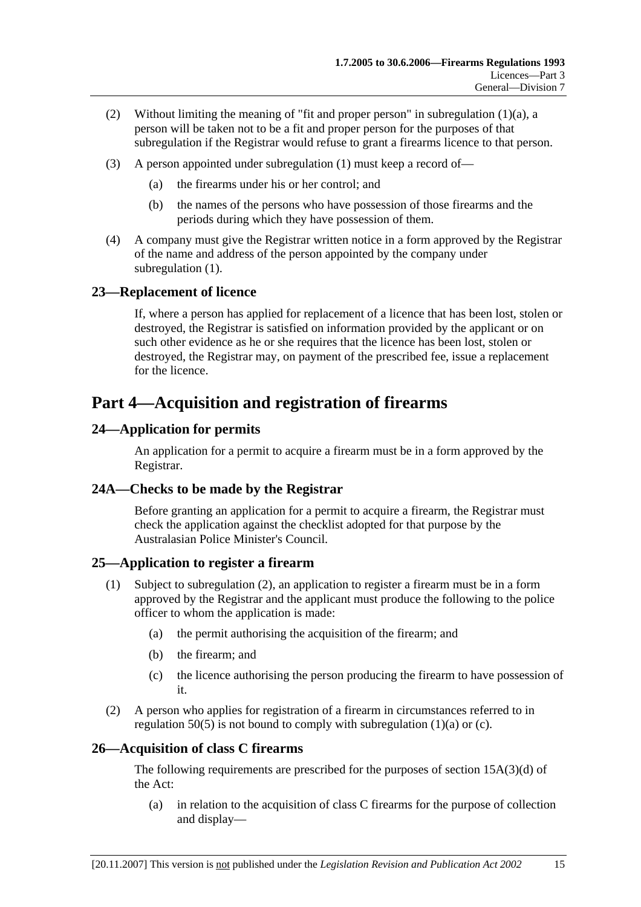(2) Without limiting the meaning of "fit and proper person" in subregulation (1)(a), a person will be taken not to be a fit and proper person for the purposes of that subregulation if the Registrar would refuse to grant a firearms licence to that person.

(3) A person appointed under subregulation (1) must keep a record of—

(a) the firearms under his or her control; and

(b) the names of the persons who have possession of those firearms and the periods during which they have possession of them.

(4) A company must give the Registrar written notice in a form approved by the Registrar of the name and address of the person appointed by the company under subregulation (1).

## 23—Replacement of licence

If, where a person has applied for replacement of a licence that has been lost, stolen or destroyed, the Registrar is satisfied on information provided by the applicant or on such other evidence as he or she requires that the licence has been lost, stolen or destroyed, the Registrar may, on payment of the prescribed fee, issue a replacement for the licence.

# Part 4—Acquisition and registration of firearms

## 24—Application for permits

An application for a permit to acquire a firearm must be in a form approved by the Registrar.

## 24A—Checks to be made by the Registrar

Before granting an application for a permit to acquire a firearm, the Registrar must check the application against the checklist adopted for that purpose by the Australasian Police Minister's Council.

## 25—Application to register a firearm

(1) Subject to subregulation (2), an application to register a firearm must be in a form approved by the Registrar and the applicant must produce the following to the police officer to whom the application is made:

(a) the permit authorising the acquisition of the firearm; and

(b) the firearm; and

(c) the licence authorising the person producing the firearm to have possession of it.

(2) A person who applies for registration of a firearm in circumstances referred to in regulation 50(5) is not bound to comply with subregulation (1)(a) or (c).

## 26—Acquisition of class C firearms

The following requirements are prescribed for the purposes of section 15A(3)(d) of the Act:

(a) in relation to the acquisition of class C firearms for the purpose of collection and display—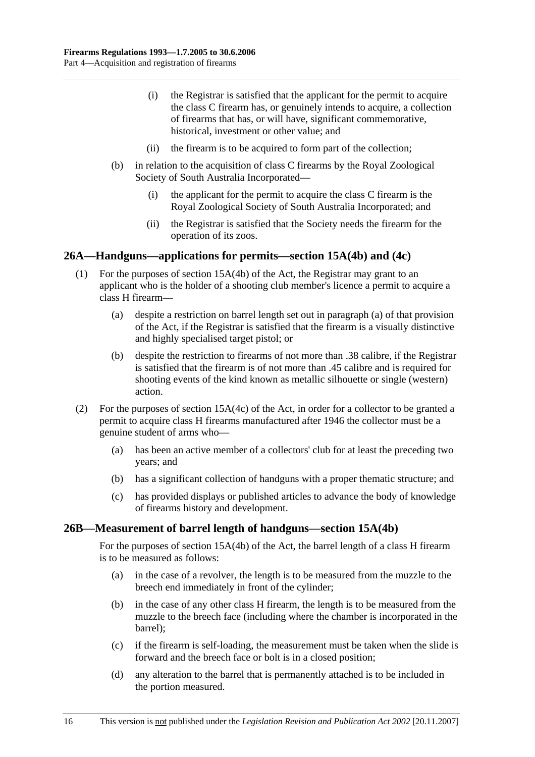(i) the Registrar is satisfied that the applicant for the permit to acquire the class C firearm has, or genuinely intends to acquire, a collection of firearms that has, or will have, significant commemorative, historical, investment or other value; and

(ii) the firearm is to be acquired to form part of the collection;

(b) in relation to the acquisition of class C firearms by the Royal Zoological Society of South Australia Incorporated—

(i) the applicant for the permit to acquire the class C firearm is the Royal Zoological Society of South Australia Incorporated; and

(ii) the Registrar is satisfied that the Society needs the firearm for the operation of its zoos.

## 26A—Handguns—applications for permits—section 15A(4b) and (4c)

(1) For the purposes of section 15A(4b) of the Act, the Registrar may grant to an applicant who is the holder of a shooting club member's licence a permit to acquire a class H firearm—

(a) despite a restriction on barrel length set out in paragraph (a) of that provision of the Act, if the Registrar is satisfied that the firearm is a visually distinctive and highly specialised target pistol; or

(b) despite the restriction to firearms of not more than .38 calibre, if the Registrar is satisfied that the firearm is of not more than .45 calibre and is required for shooting events of the kind known as metallic silhouette or single (western) action.

(2) For the purposes of section 15A(4c) of the Act, in order for a collector to be granted a permit to acquire class H firearms manufactured after 1946 the collector must be a genuine student of arms who—

(a) has been an active member of a collectors' club for at least the preceding two years; and

(b) has a significant collection of handguns with a proper thematic structure; and

(c) has provided displays or published articles to advance the body of knowledge of firearms history and development.

## 26B—Measurement of barrel length of handguns—section 15A(4b)

For the purposes of section 15A(4b) of the Act, the barrel length of a class H firearm is to be measured as follows:

(a) in the case of a revolver, the length is to be measured from the muzzle to the breech end immediately in front of the cylinder;

(b) in the case of any other class H firearm, the length is to be measured from the muzzle to the breech face (including where the chamber is incorporated in the barrel);

(c) if the firearm is self-loading, the measurement must be taken when the slide is forward and the breech face or bolt is in a closed position;

(d) any alteration to the barrel that is permanently attached is to be included in the portion measured.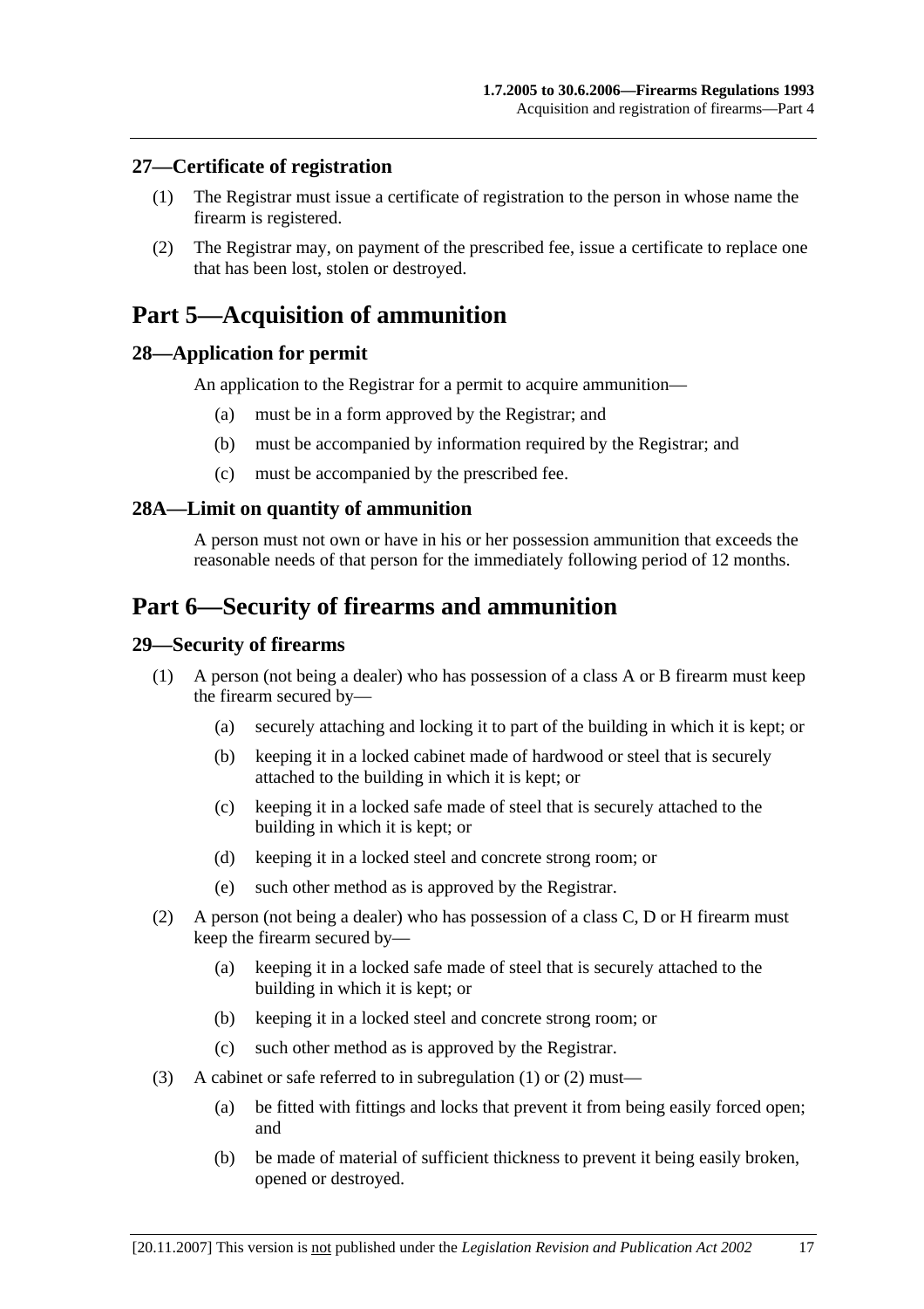### 27—Certificate of registration

(1) The Registrar must issue a certificate of registration to the person in whose name the firearm is registered.

(2) The Registrar may, on payment of the prescribed fee, issue a certificate to replace one that has been lost, stolen or destroyed.

## Part 5—Acquisition of ammunition

### 28—Application for permit

An application to the Registrar for a permit to acquire ammunition—

(a) must be in a form approved by the Registrar; and

(b) must be accompanied by information required by the Registrar; and

(c) must be accompanied by the prescribed fee.

### 28A—Limit on quantity of ammunition

A person must not own or have in his or her possession ammunition that exceeds the reasonable needs of that person for the immediately following period of 12 months.

## Part 6—Security of firearms and ammunition

### 29—Security of firearms

(1) A person (not being a dealer) who has possession of a class A or B firearm must keep the firearm secured by—

(a) securely attaching and locking it to part of the building in which it is kept; or

(b) keeping it in a locked cabinet made of hardwood or steel that is securely attached to the building in which it is kept; or

(c) keeping it in a locked safe made of steel that is securely attached to the building in which it is kept; or

(d) keeping it in a locked steel and concrete strong room; or

(e) such other method as is approved by the Registrar.

(2) A person (not being a dealer) who has possession of a class C, D or H firearm must keep the firearm secured by—

(a) keeping it in a locked safe made of steel that is securely attached to the building in which it is kept; or

(b) keeping it in a locked steel and concrete strong room; or

(c) such other method as is approved by the Registrar.

(3) A cabinet or safe referred to in subregulation (1) or (2) must—

(a) be fitted with fittings and locks that prevent it from being easily forced open; and

(b) be made of material of sufficient thickness to prevent it being easily broken, opened or destroyed.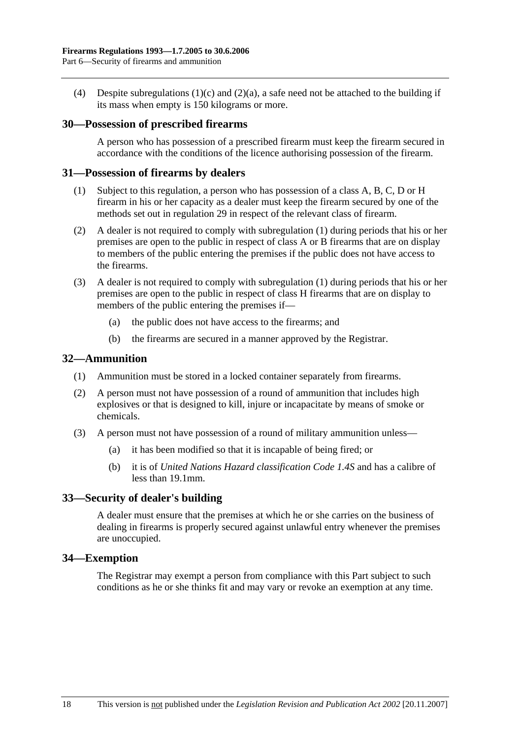(4) Despite subregulations (1)(c) and (2)(a), a safe need not be attached to the building if its mass when empty is 150 kilograms or more.

## 30—Possession of prescribed firearms

A person who has possession of a prescribed firearm must keep the firearm secured in accordance with the conditions of the licence authorising possession of the firearm.

## 31—Possession of firearms by dealers

(1) Subject to this regulation, a person who has possession of a class A, B, C, D or H firearm in his or her capacity as a dealer must keep the firearm secured by one of the methods set out in regulation 29 in respect of the relevant class of firearm.

(2) A dealer is not required to comply with subregulation (1) during periods that his or her premises are open to the public in respect of class A or B firearms that are on display to members of the public entering the premises if the public does not have access to the firearms.

(3) A dealer is not required to comply with subregulation (1) during periods that his or her premises are open to the public in respect of class H firearms that are on display to members of the public entering the premises if—

- (a) the public does not have access to the firearms; and
- (b) the firearms are secured in a manner approved by the Registrar.

## 32—Ammunition

(1) Ammunition must be stored in a locked container separately from firearms.

(2) A person must not have possession of a round of ammunition that includes high explosives or that is designed to kill, injure or incapacitate by means of smoke or chemicals.

(3) A person must not have possession of a round of military ammunition unless—

- (a) it has been modified so that it is incapable of being fired; or
- (b) it is of *United Nations Hazard classification Code 1.4S* and has a calibre of less than 19.1mm.

## 33—Security of dealer's building

A dealer must ensure that the premises at which he or she carries on the business of dealing in firearms is properly secured against unlawful entry whenever the premises are unoccupied.

## 34—Exemption

The Registrar may exempt a person from compliance with this Part subject to such conditions as he or she thinks fit and may vary or revoke an exemption at any time.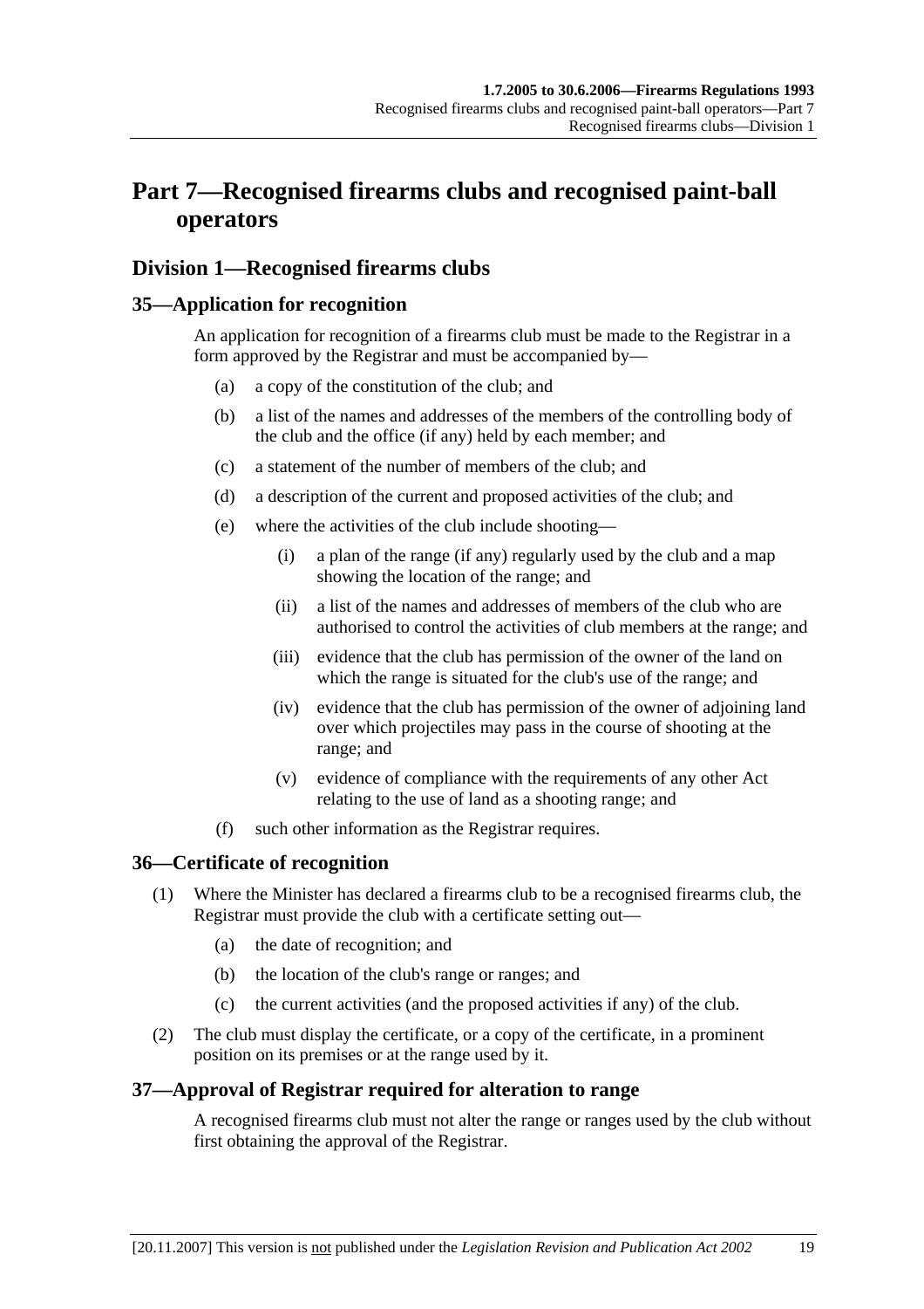# Part 7—Recognised firearms clubs and recognised paint-ball operators

## Division 1—Recognised firearms clubs

### 35—Application for recognition

An application for recognition of a firearms club must be made to the Registrar in a form approved by the Registrar and must be accompanied by—

- (a) a copy of the constitution of the club; and
- (b) a list of the names and addresses of the members of the controlling body of the club and the office (if any) held by each member; and
- (c) a statement of the number of members of the club; and
- (d) a description of the current and proposed activities of the club; and
- (e) where the activities of the club include shooting—
  - (i) a plan of the range (if any) regularly used by the club and a map showing the location of the range; and
  - (ii) a list of the names and addresses of members of the club who are authorised to control the activities of club members at the range; and
  - (iii) evidence that the club has permission of the owner of the land on which the range is situated for the club's use of the range; and
  - (iv) evidence that the club has permission of the owner of adjoining land over which projectiles may pass in the course of shooting at the range; and
  - (v) evidence of compliance with the requirements of any other Act relating to the use of land as a shooting range; and
- (f) such other information as the Registrar requires.

### 36—Certificate of recognition

(1) Where the Minister has declared a firearms club to be a recognised firearms club, the Registrar must provide the club with a certificate setting out—

- (a) the date of recognition; and
- (b) the location of the club's range or ranges; and
- (c) the current activities (and the proposed activities if any) of the club.

(2) The club must display the certificate, or a copy of the certificate, in a prominent position on its premises or at the range used by it.

### 37—Approval of Registrar required for alteration to range

A recognised firearms club must not alter the range or ranges used by the club without first obtaining the approval of the Registrar.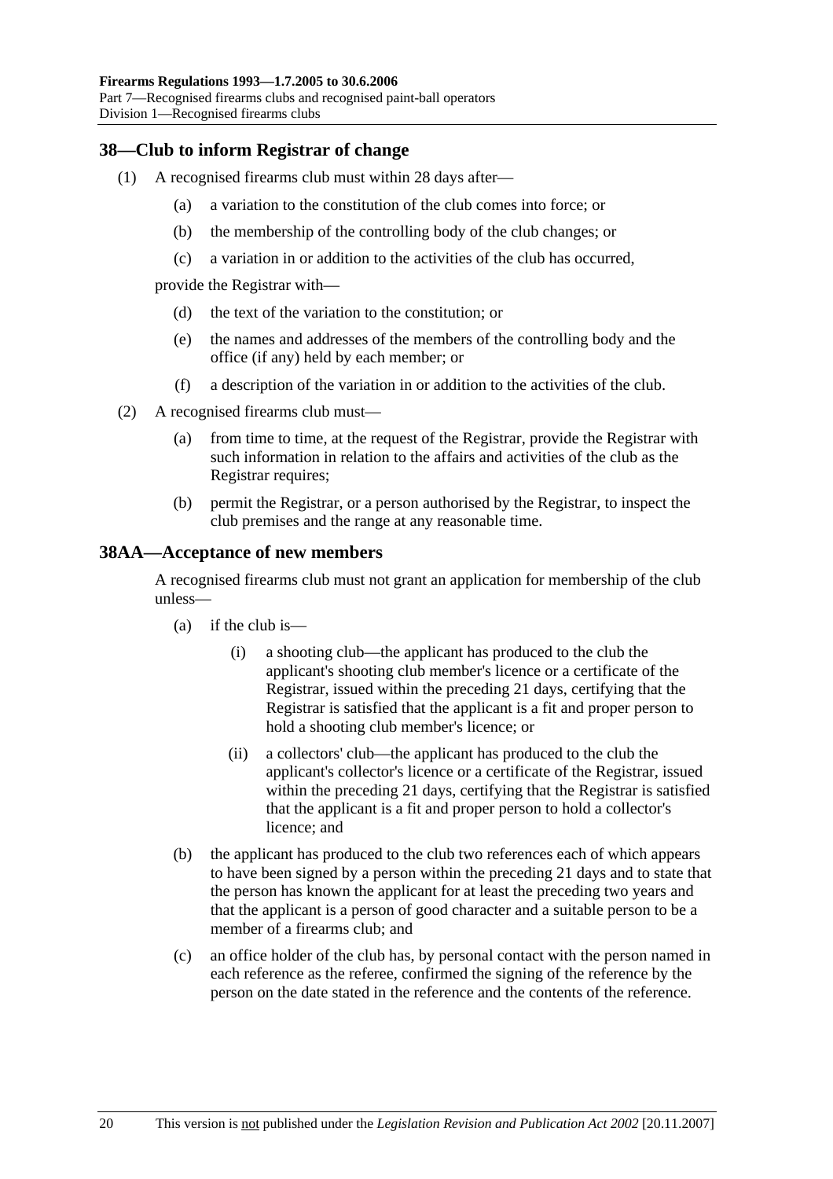## 38—Club to inform Registrar of change

(1) A recognised firearms club must within 28 days after—

(a) a variation to the constitution of the club comes into force; or

(b) the membership of the controlling body of the club changes; or

(c) a variation in or addition to the activities of the club has occurred,

provide the Registrar with—

(d) the text of the variation to the constitution; or

(e) the names and addresses of the members of the controlling body and the office (if any) held by each member; or

(f) a description of the variation in or addition to the activities of the club.

(2) A recognised firearms club must—

(a) from time to time, at the request of the Registrar, provide the Registrar with such information in relation to the affairs and activities of the club as the Registrar requires;

(b) permit the Registrar, or a person authorised by the Registrar, to inspect the club premises and the range at any reasonable time.

## 38AA—Acceptance of new members

A recognised firearms club must not grant an application for membership of the club unless—

(a) if the club is—

(i) a shooting club—the applicant has produced to the club the applicant's shooting club member's licence or a certificate of the Registrar, issued within the preceding 21 days, certifying that the Registrar is satisfied that the applicant is a fit and proper person to hold a shooting club member's licence; or

(ii) a collectors' club—the applicant has produced to the club the applicant's collector's licence or a certificate of the Registrar, issued within the preceding 21 days, certifying that the Registrar is satisfied that the applicant is a fit and proper person to hold a collector's licence; and

(b) the applicant has produced to the club two references each of which appears to have been signed by a person within the preceding 21 days and to state that the person has known the applicant for at least the preceding two years and that the applicant is a person of good character and a suitable person to be a member of a firearms club; and

(c) an office holder of the club has, by personal contact with the person named in each reference as the referee, confirmed the signing of the reference by the person on the date stated in the reference and the contents of the reference.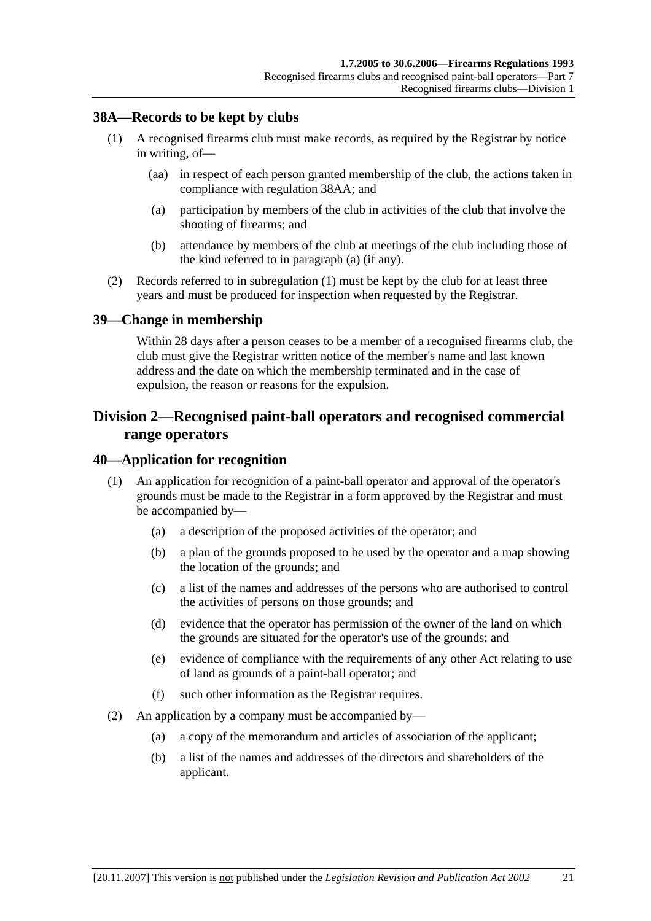## 38A—Records to be kept by clubs

(1) A recognised firearms club must make records, as required by the Registrar by notice in writing, of—

(aa) in respect of each person granted membership of the club, the actions taken in compliance with regulation 38AA; and

(a) participation by members of the club in activities of the club that involve the shooting of firearms; and

(b) attendance by members of the club at meetings of the club including those of the kind referred to in paragraph (a) (if any).

(2) Records referred to in subregulation (1) must be kept by the club for at least three years and must be produced for inspection when requested by the Registrar.

## 39—Change in membership

Within 28 days after a person ceases to be a member of a recognised firearms club, the club must give the Registrar written notice of the member's name and last known address and the date on which the membership terminated and in the case of expulsion, the reason or reasons for the expulsion.

# Division 2—Recognised paint-ball operators and recognised commercial range operators

## 40—Application for recognition

(1) An application for recognition of a paint-ball operator and approval of the operator's grounds must be made to the Registrar in a form approved by the Registrar and must be accompanied by—

(a) a description of the proposed activities of the operator; and

(b) a plan of the grounds proposed to be used by the operator and a map showing the location of the grounds; and

(c) a list of the names and addresses of the persons who are authorised to control the activities of persons on those grounds; and

(d) evidence that the operator has permission of the owner of the land on which the grounds are situated for the operator's use of the grounds; and

(e) evidence of compliance with the requirements of any other Act relating to use of land as grounds of a paint-ball operator; and

(f) such other information as the Registrar requires.

(2) An application by a company must be accompanied by—

(a) a copy of the memorandum and articles of association of the applicant;

(b) a list of the names and addresses of the directors and shareholders of the applicant.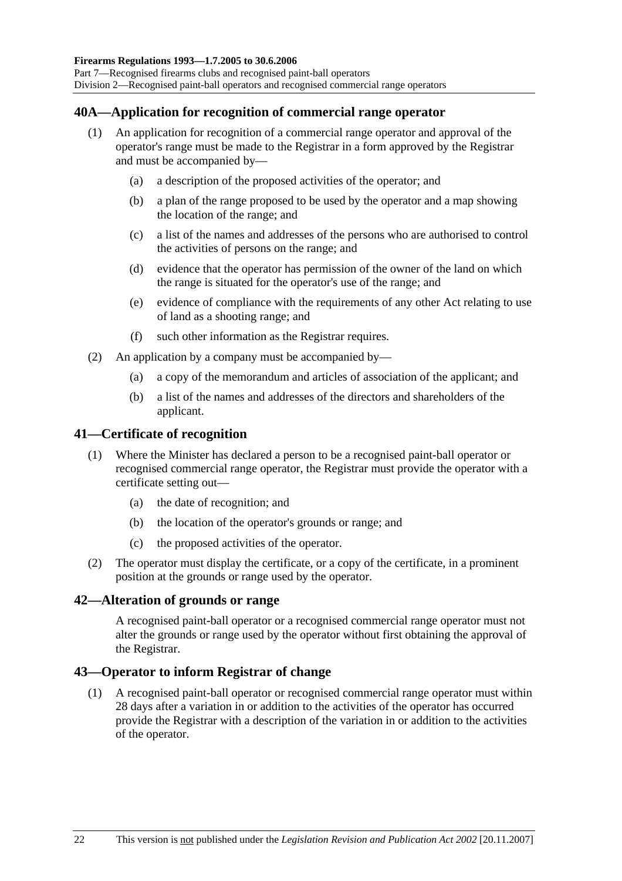## 40A—Application for recognition of commercial range operator

(1) An application for recognition of a commercial range operator and approval of the operator's range must be made to the Registrar in a form approved by the Registrar and must be accompanied by—

(a) a description of the proposed activities of the operator; and

(b) a plan of the range proposed to be used by the operator and a map showing the location of the range; and

(c) a list of the names and addresses of the persons who are authorised to control the activities of persons on the range; and

(d) evidence that the operator has permission of the owner of the land on which the range is situated for the operator's use of the range; and

(e) evidence of compliance with the requirements of any other Act relating to use of land as a shooting range; and

(f) such other information as the Registrar requires.

(2) An application by a company must be accompanied by—

(a) a copy of the memorandum and articles of association of the applicant; and

(b) a list of the names and addresses of the directors and shareholders of the applicant.

## 41—Certificate of recognition

(1) Where the Minister has declared a person to be a recognised paint-ball operator or recognised commercial range operator, the Registrar must provide the operator with a certificate setting out—

(a) the date of recognition; and

(b) the location of the operator's grounds or range; and

(c) the proposed activities of the operator.

(2) The operator must display the certificate, or a copy of the certificate, in a prominent position at the grounds or range used by the operator.

## 42—Alteration of grounds or range

A recognised paint-ball operator or a recognised commercial range operator must not alter the grounds or range used by the operator without first obtaining the approval of the Registrar.

## 43—Operator to inform Registrar of change

(1) A recognised paint-ball operator or recognised commercial range operator must within 28 days after a variation in or addition to the activities of the operator has occurred provide the Registrar with a description of the variation in or addition to the activities of the operator.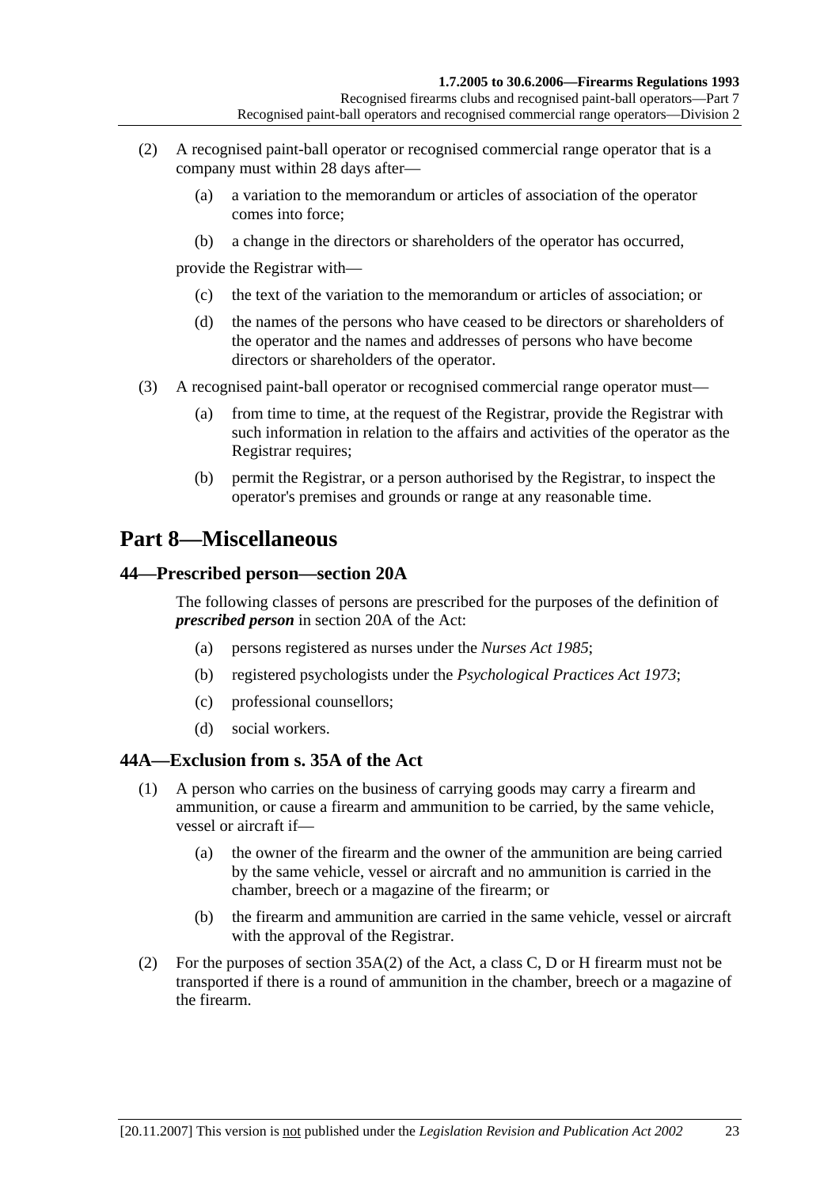(2) A recognised paint-ball operator or recognised commercial range operator that is a company must within 28 days after—

(a) a variation to the memorandum or articles of association of the operator comes into force;

(b) a change in the directors or shareholders of the operator has occurred,

provide the Registrar with—

(c) the text of the variation to the memorandum or articles of association; or

(d) the names of the persons who have ceased to be directors or shareholders of the operator and the names and addresses of persons who have become directors or shareholders of the operator.

(3) A recognised paint-ball operator or recognised commercial range operator must—

(a) from time to time, at the request of the Registrar, provide the Registrar with such information in relation to the affairs and activities of the operator as the Registrar requires;

(b) permit the Registrar, or a person authorised by the Registrar, to inspect the operator's premises and grounds or range at any reasonable time.

# Part 8—Miscellaneous

## 44—Prescribed person—section 20A

The following classes of persons are prescribed for the purposes of the definition of ***prescribed person*** in section 20A of the Act:

(a) persons registered as nurses under the *Nurses Act 1985*;

(b) registered psychologists under the *Psychological Practices Act 1973*;

(c) professional counsellors;

(d) social workers.

## 44A—Exclusion from s. 35A of the Act

(1) A person who carries on the business of carrying goods may carry a firearm and ammunition, or cause a firearm and ammunition to be carried, by the same vehicle, vessel or aircraft if—

(a) the owner of the firearm and the owner of the ammunition are being carried by the same vehicle, vessel or aircraft and no ammunition is carried in the chamber, breech or a magazine of the firearm; or

(b) the firearm and ammunition are carried in the same vehicle, vessel or aircraft with the approval of the Registrar.

(2) For the purposes of section 35A(2) of the Act, a class C, D or H firearm must not be transported if there is a round of ammunition in the chamber, breech or a magazine of the firearm.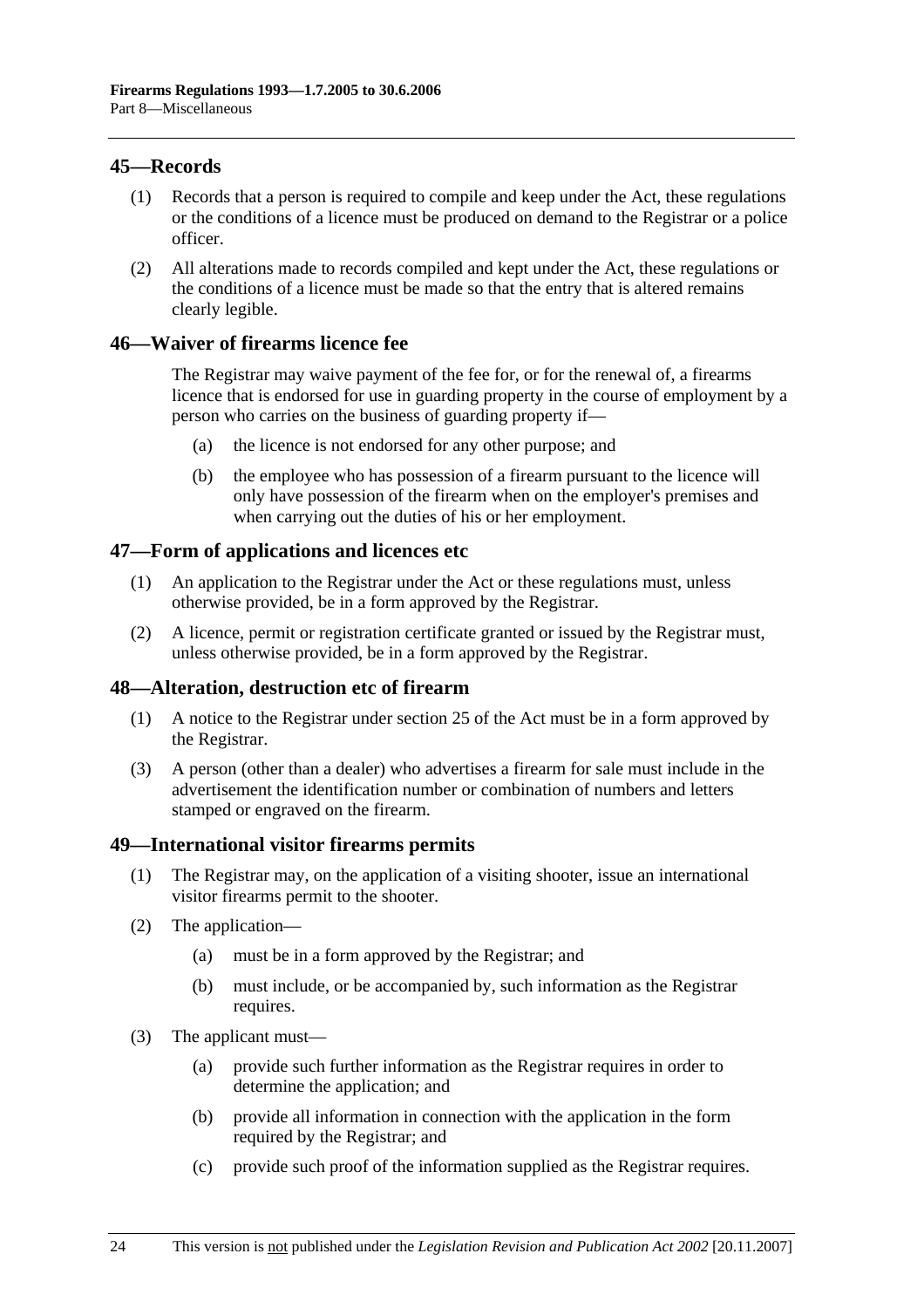## 45—Records

(1) Records that a person is required to compile and keep under the Act, these regulations or the conditions of a licence must be produced on demand to the Registrar or a police officer.

(2) All alterations made to records compiled and kept under the Act, these regulations or the conditions of a licence must be made so that the entry that is altered remains clearly legible.

## 46—Waiver of firearms licence fee

The Registrar may waive payment of the fee for, or for the renewal of, a firearms licence that is endorsed for use in guarding property in the course of employment by a person who carries on the business of guarding property if—

(a) the licence is not endorsed for any other purpose; and

(b) the employee who has possession of a firearm pursuant to the licence will only have possession of the firearm when on the employer's premises and when carrying out the duties of his or her employment.

## 47—Form of applications and licences etc

(1) An application to the Registrar under the Act or these regulations must, unless otherwise provided, be in a form approved by the Registrar.

(2) A licence, permit or registration certificate granted or issued by the Registrar must, unless otherwise provided, be in a form approved by the Registrar.

## 48—Alteration, destruction etc of firearm

(1) A notice to the Registrar under section 25 of the Act must be in a form approved by the Registrar.

(3) A person (other than a dealer) who advertises a firearm for sale must include in the advertisement the identification number or combination of numbers and letters stamped or engraved on the firearm.

## 49—International visitor firearms permits

(1) The Registrar may, on the application of a visiting shooter, issue an international visitor firearms permit to the shooter.

(2) The application—

(a) must be in a form approved by the Registrar; and

(b) must include, or be accompanied by, such information as the Registrar requires.

(3) The applicant must—

(a) provide such further information as the Registrar requires in order to determine the application; and

(b) provide all information in connection with the application in the form required by the Registrar; and

(c) provide such proof of the information supplied as the Registrar requires.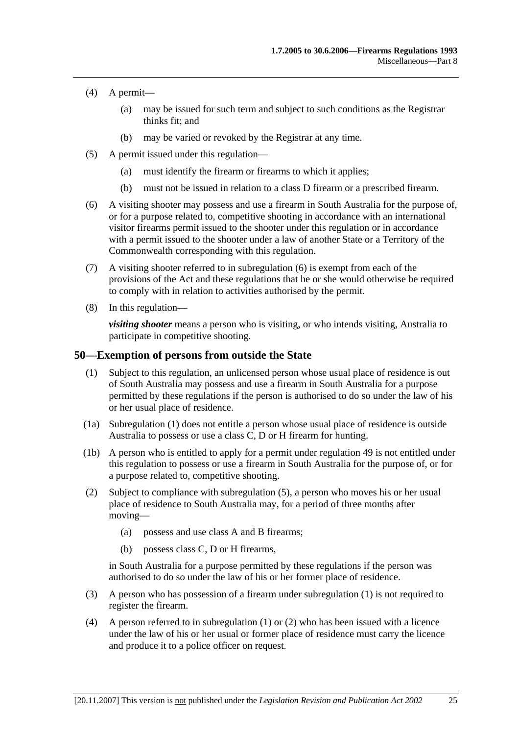(4) A permit—

(a) may be issued for such term and subject to such conditions as the Registrar thinks fit; and

(b) may be varied or revoked by the Registrar at any time.

(5) A permit issued under this regulation—

(a) must identify the firearm or firearms to which it applies;

(b) must not be issued in relation to a class D firearm or a prescribed firearm.

(6) A visiting shooter may possess and use a firearm in South Australia for the purpose of, or for a purpose related to, competitive shooting in accordance with an international visitor firearms permit issued to the shooter under this regulation or in accordance with a permit issued to the shooter under a law of another State or a Territory of the Commonwealth corresponding with this regulation.

(7) A visiting shooter referred to in subregulation (6) is exempt from each of the provisions of the Act and these regulations that he or she would otherwise be required to comply with in relation to activities authorised by the permit.

(8) In this regulation—

***visiting shooter*** means a person who is visiting, or who intends visiting, Australia to participate in competitive shooting.

## 50—Exemption of persons from outside the State

(1) Subject to this regulation, an unlicensed person whose usual place of residence is out of South Australia may possess and use a firearm in South Australia for a purpose permitted by these regulations if the person is authorised to do so under the law of his or her usual place of residence.

(1a) Subregulation (1) does not entitle a person whose usual place of residence is outside Australia to possess or use a class C, D or H firearm for hunting.

(1b) A person who is entitled to apply for a permit under regulation 49 is not entitled under this regulation to possess or use a firearm in South Australia for the purpose of, or for a purpose related to, competitive shooting.

(2) Subject to compliance with subregulation (5), a person who moves his or her usual place of residence to South Australia may, for a period of three months after moving—

(a) possess and use class A and B firearms;

(b) possess class C, D or H firearms,

in South Australia for a purpose permitted by these regulations if the person was authorised to do so under the law of his or her former place of residence.

(3) A person who has possession of a firearm under subregulation (1) is not required to register the firearm.

(4) A person referred to in subregulation (1) or (2) who has been issued with a licence under the law of his or her usual or former place of residence must carry the licence and produce it to a police officer on request.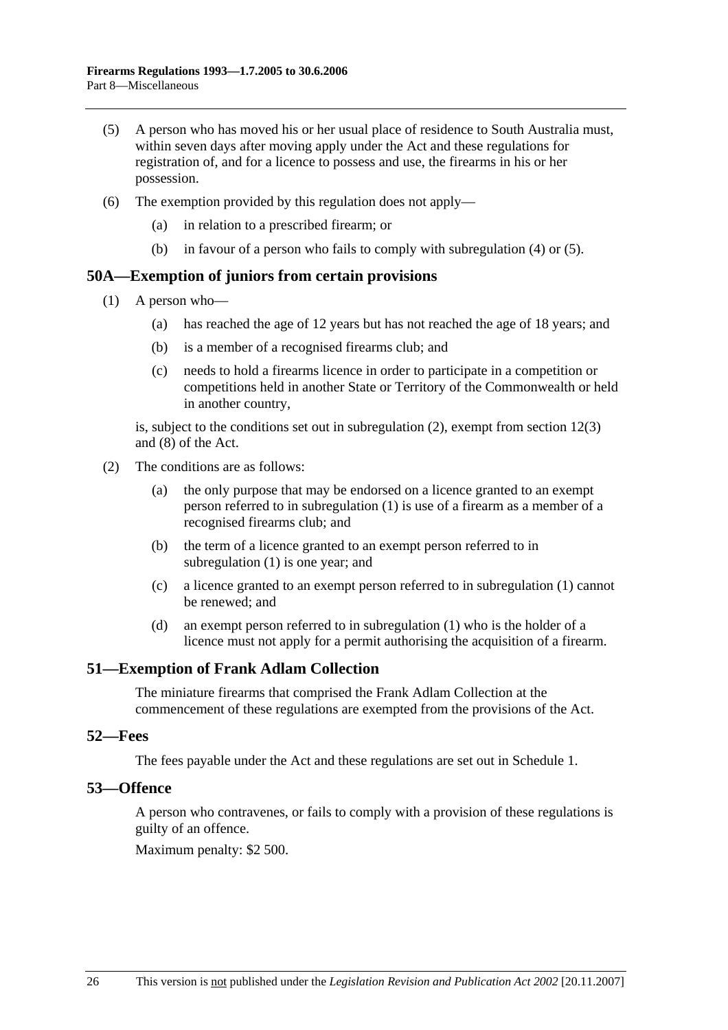(5) A person who has moved his or her usual place of residence to South Australia must, within seven days after moving apply under the Act and these regulations for registration of, and for a licence to possess and use, the firearms in his or her possession.

(6) The exemption provided by this regulation does not apply—

  (a) in relation to a prescribed firearm; or

  (b) in favour of a person who fails to comply with subregulation (4) or (5).

## 50A—Exemption of juniors from certain provisions

(1) A person who—

  (a) has reached the age of 12 years but has not reached the age of 18 years; and

  (b) is a member of a recognised firearms club; and

  (c) needs to hold a firearms licence in order to participate in a competition or competitions held in another State or Territory of the Commonwealth or held in another country,

is, subject to the conditions set out in subregulation (2), exempt from section 12(3) and (8) of the Act.

(2) The conditions are as follows:

  (a) the only purpose that may be endorsed on a licence granted to an exempt person referred to in subregulation (1) is use of a firearm as a member of a recognised firearms club; and

  (b) the term of a licence granted to an exempt person referred to in subregulation (1) is one year; and

  (c) a licence granted to an exempt person referred to in subregulation (1) cannot be renewed; and

  (d) an exempt person referred to in subregulation (1) who is the holder of a licence must not apply for a permit authorising the acquisition of a firearm.

## 51—Exemption of Frank Adlam Collection

The miniature firearms that comprised the Frank Adlam Collection at the commencement of these regulations are exempted from the provisions of the Act.

## 52—Fees

The fees payable under the Act and these regulations are set out in Schedule 1.

## 53—Offence

A person who contravenes, or fails to comply with a provision of these regulations is guilty of an offence.

Maximum penalty: $2 500.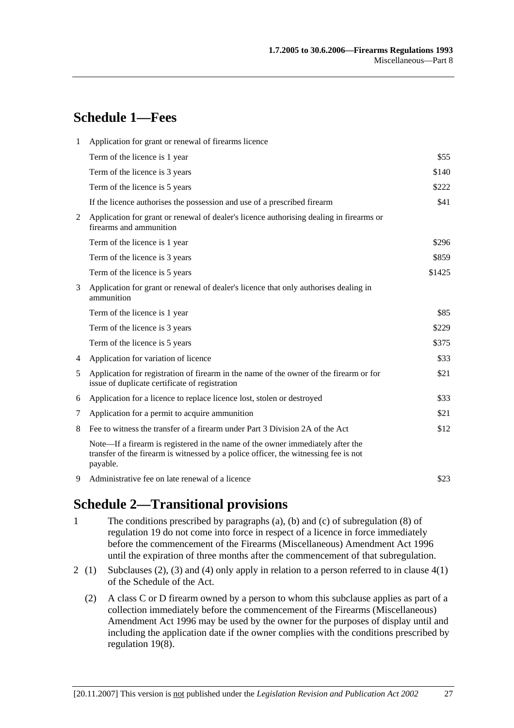## Schedule 1—Fees

| | | |
|---|---|---|
| 1 | Application for grant or renewal of firearms licence | |
| | Term of the licence is 1 year | \$55 |
| | Term of the licence is 3 years | \$140 |
| | Term of the licence is 5 years | \$222 |
| | If the licence authorises the possession and use of a prescribed firearm | \$41 |
| 2 | Application for grant or renewal of dealer's licence authorising dealing in firearms or firearms and ammunition | |
| | Term of the licence is 1 year | \$296 |
| | Term of the licence is 3 years | \$859 |
| | Term of the licence is 5 years | \$1425 |
| 3 | Application for grant or renewal of dealer's licence that only authorises dealing in ammunition | |
| | Term of the licence is 1 year | \$85 |
| | Term of the licence is 3 years | \$229 |
| | Term of the licence is 5 years | \$375 |
| 4 | Application for variation of licence | \$33 |
| 5 | Application for registration of firearm in the name of the owner of the firearm or for issue of duplicate certificate of registration | \$21 |
| 6 | Application for a licence to replace licence lost, stolen or destroyed | \$33 |
| 7 | Application for a permit to acquire ammunition | \$21 |
| 8 | Fee to witness the transfer of a firearm under Part 3 Division 2A of the Act | \$12 |
| | Note—If a firearm is registered in the name of the owner immediately after the transfer of the firearm is witnessed by a police officer, the witnessing fee is not payable. | |
| 9 | Administrative fee on late renewal of a licence | \$23 |

## Schedule 2—Transitional provisions

1 The conditions prescribed by paragraphs (a), (b) and (c) of subregulation (8) of regulation 19 do not come into force in respect of a licence in force immediately before the commencement of the Firearms (Miscellaneous) Amendment Act 1996 until the expiration of three months after the commencement of that subregulation.

2 (1) Subclauses (2), (3) and (4) only apply in relation to a person referred to in clause 4(1) of the Schedule of the Act.

(2) A class C or D firearm owned by a person to whom this subclause applies as part of a collection immediately before the commencement of the Firearms (Miscellaneous) Amendment Act 1996 may be used by the owner for the purposes of display until and including the application date if the owner complies with the conditions prescribed by regulation 19(8).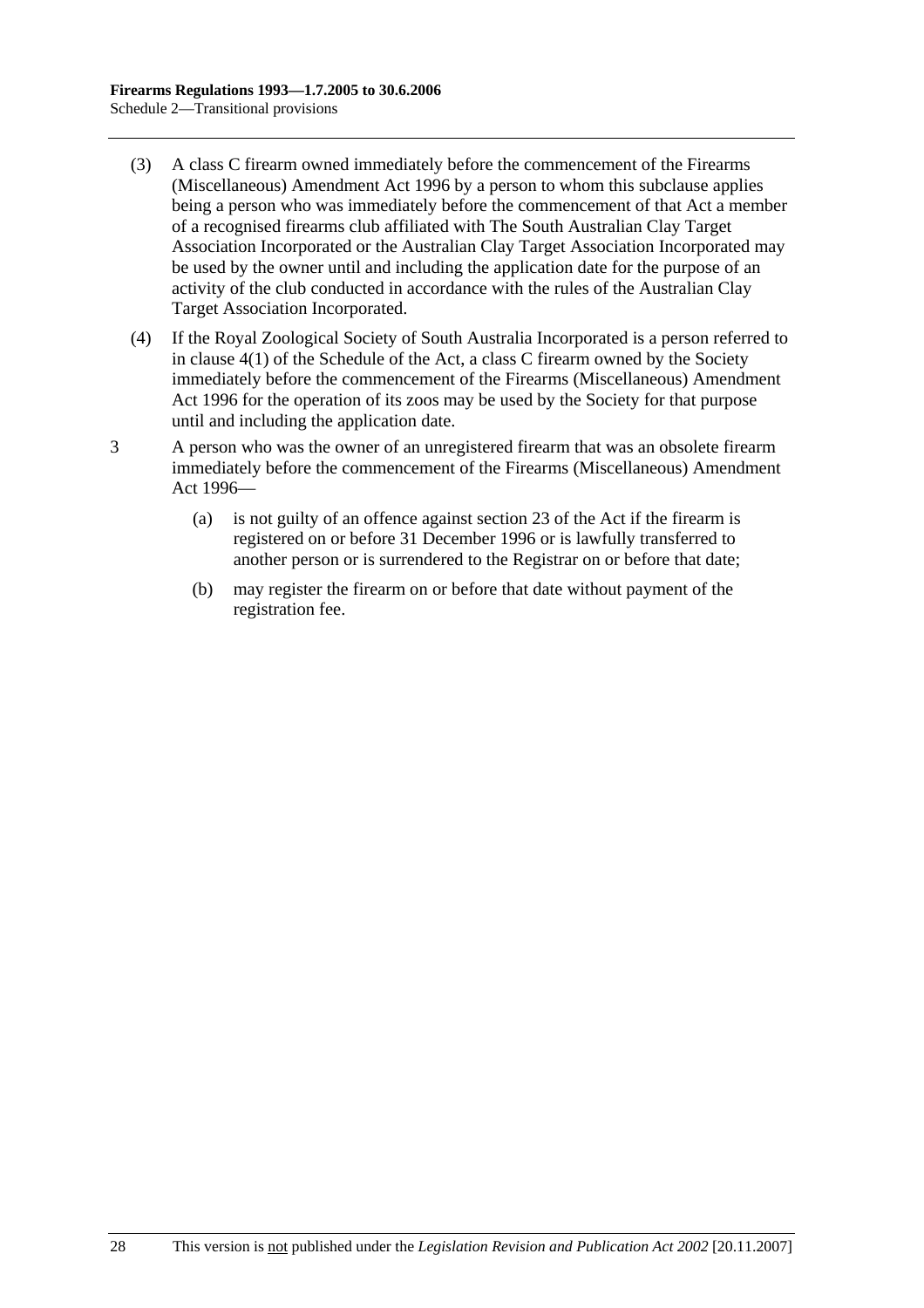(3) A class C firearm owned immediately before the commencement of the Firearms (Miscellaneous) Amendment Act 1996 by a person to whom this subclause applies being a person who was immediately before the commencement of that Act a member of a recognised firearms club affiliated with The South Australian Clay Target Association Incorporated or the Australian Clay Target Association Incorporated may be used by the owner until and including the application date for the purpose of an activity of the club conducted in accordance with the rules of the Australian Clay Target Association Incorporated.

(4) If the Royal Zoological Society of South Australia Incorporated is a person referred to in clause 4(1) of the Schedule of the Act, a class C firearm owned by the Society immediately before the commencement of the Firearms (Miscellaneous) Amendment Act 1996 for the operation of its zoos may be used by the Society for that purpose until and including the application date.

3 A person who was the owner of an unregistered firearm that was an obsolete firearm immediately before the commencement of the Firearms (Miscellaneous) Amendment Act 1996—

(a) is not guilty of an offence against section 23 of the Act if the firearm is registered on or before 31 December 1996 or is lawfully transferred to another person or is surrendered to the Registrar on or before that date;

(b) may register the firearm on or before that date without payment of the registration fee.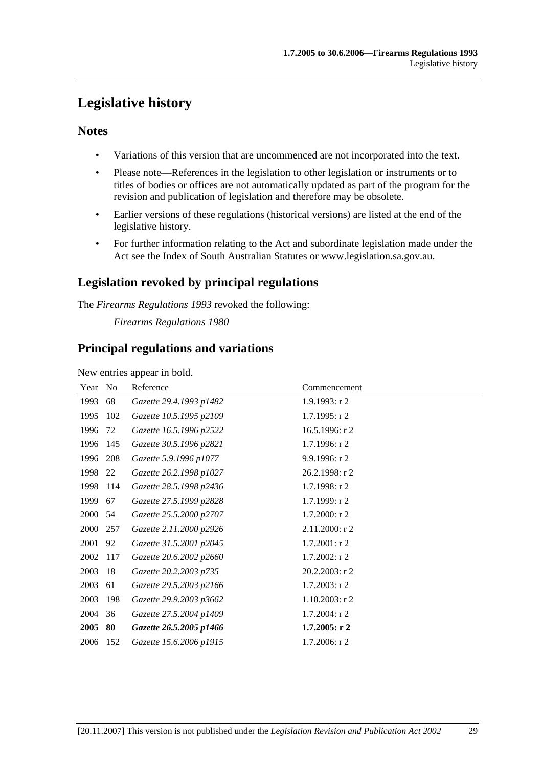# Legislative history

## Notes

- Variations of this version that are uncommenced are not incorporated into the text.
- Please note—References in the legislation to other legislation or instruments or to titles of bodies or offices are not automatically updated as part of the program for the revision and publication of legislation and therefore may be obsolete.
- Earlier versions of these regulations (historical versions) are listed at the end of the legislative history.
- For further information relating to the Act and subordinate legislation made under the Act see the Index of South Australian Statutes or www.legislation.sa.gov.au.

## Legislation revoked by principal regulations

The *Firearms Regulations 1993* revoked the following:

*Firearms Regulations 1980*

## Principal regulations and variations

New entries appear in bold.

| Year | No | Reference | Commencement |
|---|---|---|---|
| 1993 | 68 | *Gazette 29.4.1993 p1482* | 1.9.1993: r 2 |
| 1995 | 102 | *Gazette 10.5.1995 p2109* | 1.7.1995: r 2 |
| 1996 | 72 | *Gazette 16.5.1996 p2522* | 16.5.1996: r 2 |
| 1996 | 145 | *Gazette 30.5.1996 p2821* | 1.7.1996: r 2 |
| 1996 | 208 | *Gazette 5.9.1996 p1077* | 9.9.1996: r 2 |
| 1998 | 22 | *Gazette 26.2.1998 p1027* | 26.2.1998: r 2 |
| 1998 | 114 | *Gazette 28.5.1998 p2436* | 1.7.1998: r 2 |
| 1999 | 67 | *Gazette 27.5.1999 p2828* | 1.7.1999: r 2 |
| 2000 | 54 | *Gazette 25.5.2000 p2707* | 1.7.2000: r 2 |
| 2000 | 257 | *Gazette 2.11.2000 p2926* | 2.11.2000: r 2 |
| 2001 | 92 | *Gazette 31.5.2001 p2045* | 1.7.2001: r 2 |
| 2002 | 117 | *Gazette 20.6.2002 p2660* | 1.7.2002: r 2 |
| 2003 | 18 | *Gazette 20.2.2003 p735* | 20.2.2003: r 2 |
| 2003 | 61 | *Gazette 29.5.2003 p2166* | 1.7.2003: r 2 |
| 2003 | 198 | *Gazette 29.9.2003 p3662* | 1.10.2003: r 2 |
| 2004 | 36 | *Gazette 27.5.2004 p1409* | 1.7.2004: r 2 |
| **2005** | **80** | ***Gazette 26.5.2005 p1466*** | **1.7.2005: r 2** |
| 2006 | 152 | *Gazette 15.6.2006 p1915* | 1.7.2006: r 2 |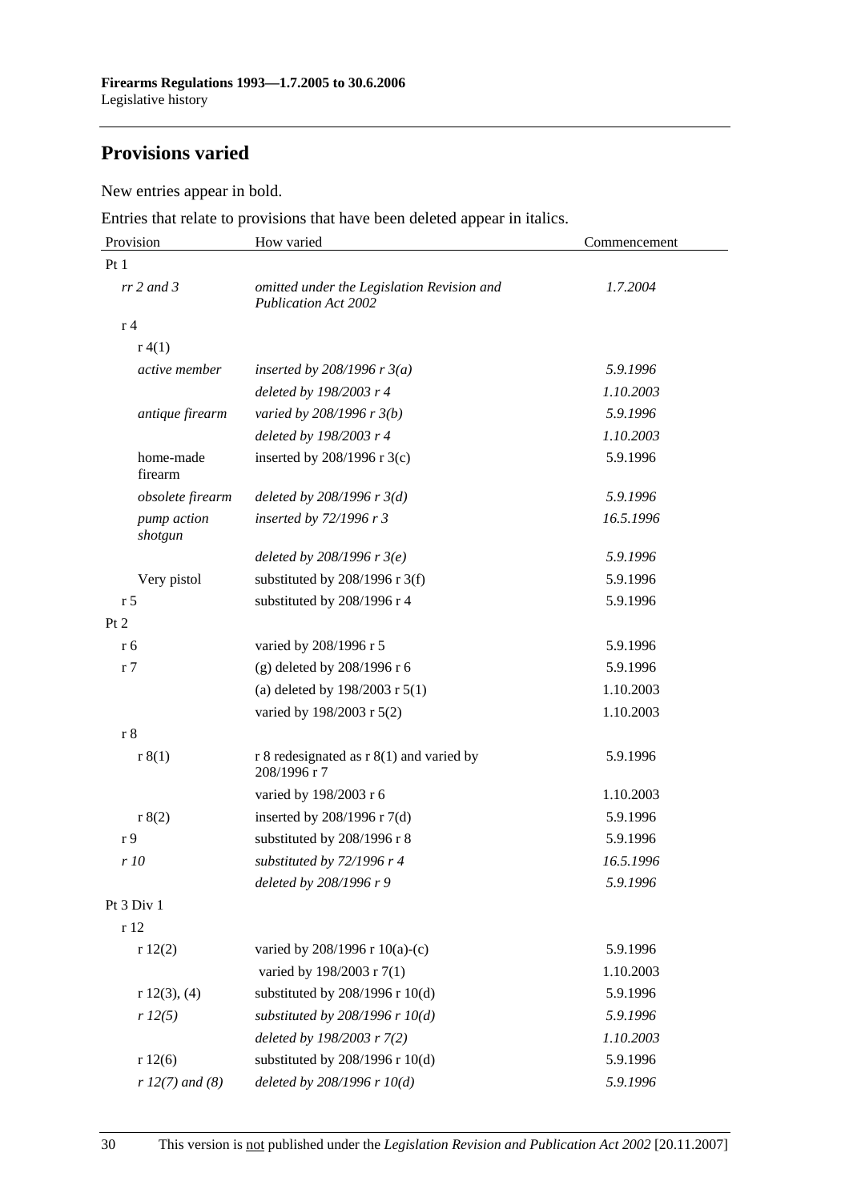## Provisions varied

New entries appear in bold.

Entries that relate to provisions that have been deleted appear in italics.

| Provision | How varied | Commencement |
|---|---|---|
| Pt 1 | | |
| *rr 2 and 3* | *omitted under the Legislation Revision and Publication Act 2002* | *1.7.2004* |
| r 4 | | |
| r 4(1) | | |
| *active member* | *inserted by 208/1996 r 3(a)* | *5.9.1996* |
| | *deleted by 198/2003 r 4* | *1.10.2003* |
| *antique firearm* | *varied by 208/1996 r 3(b)* | *5.9.1996* |
| | *deleted by 198/2003 r 4* | *1.10.2003* |
| home-made firearm | inserted by 208/1996 r 3(c) | 5.9.1996 |
| *obsolete firearm* | *deleted by 208/1996 r 3(d)* | *5.9.1996* |
| *pump action shotgun* | *inserted by 72/1996 r 3* | *16.5.1996* |
| | *deleted by 208/1996 r 3(e)* | *5.9.1996* |
| Very pistol | substituted by 208/1996 r 3(f) | 5.9.1996 |
| r 5 | substituted by 208/1996 r 4 | 5.9.1996 |
| Pt 2 | | |
| r 6 | varied by 208/1996 r 5 | 5.9.1996 |
| r 7 | (g) deleted by 208/1996 r 6 | 5.9.1996 |
| | (a) deleted by 198/2003 r 5(1) | 1.10.2003 |
| | varied by 198/2003 r 5(2) | 1.10.2003 |
| r 8 | | |
| r 8(1) | r 8 redesignated as r 8(1) and varied by 208/1996 r 7 | 5.9.1996 |
| | varied by 198/2003 r 6 | 1.10.2003 |
| r 8(2) | inserted by 208/1996 r 7(d) | 5.9.1996 |
| r 9 | substituted by 208/1996 r 8 | 5.9.1996 |
| *r 10* | *substituted by 72/1996 r 4* | *16.5.1996* |
| | *deleted by 208/1996 r 9* | *5.9.1996* |
| Pt 3 Div 1 | | |
| r 12 | | |
| r 12(2) | varied by 208/1996 r 10(a)-(c) | 5.9.1996 |
| | varied by 198/2003 r 7(1) | 1.10.2003 |
| r 12(3), (4) | substituted by 208/1996 r 10(d) | 5.9.1996 |
| *r 12(5)* | *substituted by 208/1996 r 10(d)* | *5.9.1996* |
| | *deleted by 198/2003 r 7(2)* | *1.10.2003* |
| r 12(6) | substituted by 208/1996 r 10(d) | 5.9.1996 |
| *r 12(7) and (8)* | *deleted by 208/1996 r 10(d)* | *5.9.1996* |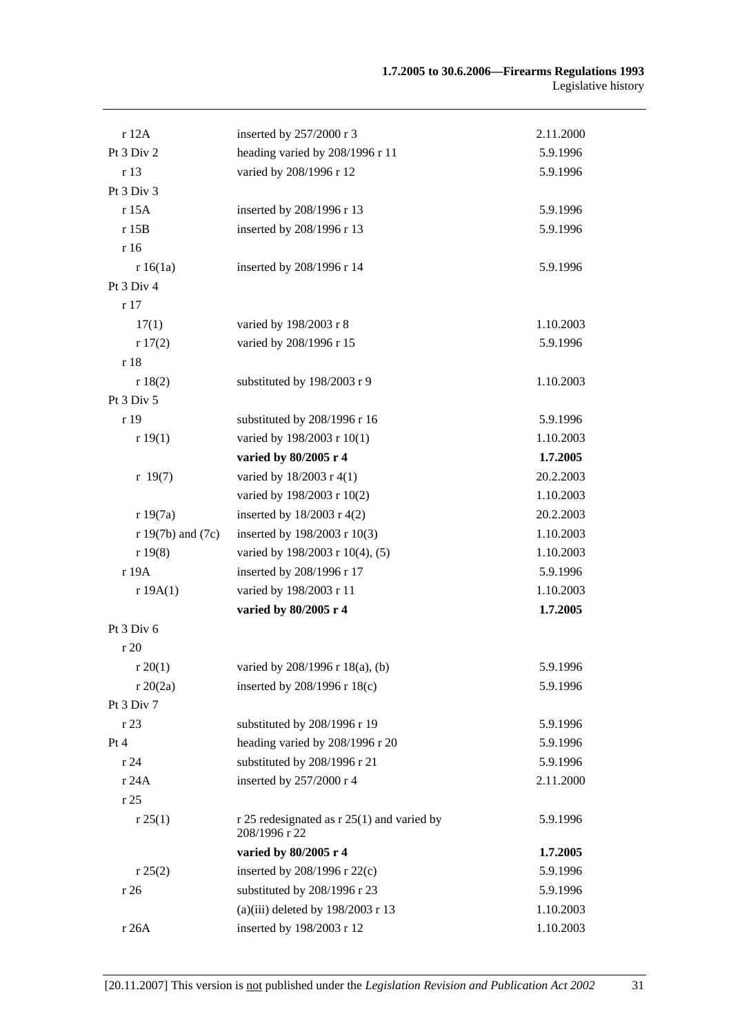| | | |
|---|---|---|
| r 12A | inserted by 257/2000 r 3 | 2.11.2000 |
| Pt 3 Div 2 | heading varied by 208/1996 r 11 | 5.9.1996 |
| r 13 | varied by 208/1996 r 12 | 5.9.1996 |
| Pt 3 Div 3 | | |
| r 15A | inserted by 208/1996 r 13 | 5.9.1996 |
| r 15B | inserted by 208/1996 r 13 | 5.9.1996 |
| r 16 | | |
| r 16(1a) | inserted by 208/1996 r 14 | 5.9.1996 |
| Pt 3 Div 4 | | |
| r 17 | | |
| 17(1) | varied by 198/2003 r 8 | 1.10.2003 |
| r 17(2) | varied by 208/1996 r 15 | 5.9.1996 |
| r 18 | | |
| r 18(2) | substituted by 198/2003 r 9 | 1.10.2003 |
| Pt 3 Div 5 | | |
| r 19 | substituted by 208/1996 r 16 | 5.9.1996 |
| r 19(1) | varied by 198/2003 r 10(1) | 1.10.2003 |
| | **varied by 80/2005 r 4** | **1.7.2005** |
| r 19(7) | varied by 18/2003 r 4(1) | 20.2.2003 |
| | varied by 198/2003 r 10(2) | 1.10.2003 |
| r 19(7a) | inserted by 18/2003 r 4(2) | 20.2.2003 |
| r 19(7b) and (7c) | inserted by 198/2003 r 10(3) | 1.10.2003 |
| r 19(8) | varied by 198/2003 r 10(4), (5) | 1.10.2003 |
| r 19A | inserted by 208/1996 r 17 | 5.9.1996 |
| r 19A(1) | varied by 198/2003 r 11 | 1.10.2003 |
| | **varied by 80/2005 r 4** | **1.7.2005** |
| Pt 3 Div 6 | | |
| r 20 | | |
| r 20(1) | varied by 208/1996 r 18(a), (b) | 5.9.1996 |
| r 20(2a) | inserted by 208/1996 r 18(c) | 5.9.1996 |
| Pt 3 Div 7 | | |
| r 23 | substituted by 208/1996 r 19 | 5.9.1996 |
| Pt 4 | heading varied by 208/1996 r 20 | 5.9.1996 |
| r 24 | substituted by 208/1996 r 21 | 5.9.1996 |
| r 24A | inserted by 257/2000 r 4 | 2.11.2000 |
| r 25 | | |
| r 25(1) | r 25 redesignated as r 25(1) and varied by 208/1996 r 22 | 5.9.1996 |
| | **varied by 80/2005 r 4** | **1.7.2005** |
| r 25(2) | inserted by 208/1996 r 22(c) | 5.9.1996 |
| r 26 | substituted by 208/1996 r 23 | 5.9.1996 |
| | (a)(iii) deleted by 198/2003 r 13 | 1.10.2003 |
| r 26A | inserted by 198/2003 r 12 | 1.10.2003 |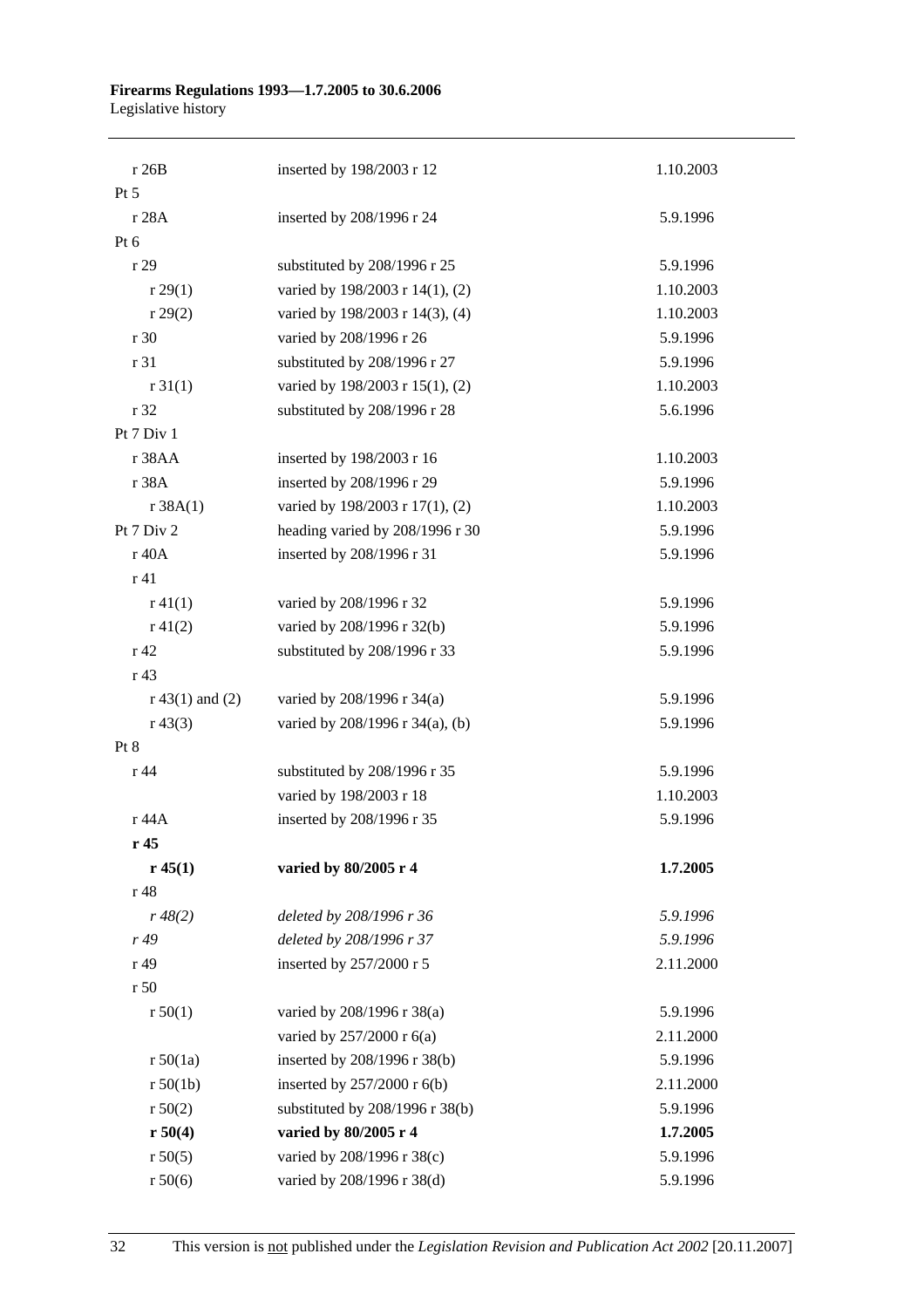| | | |
|---|---|---|
| r 26B | inserted by 198/2003 r 12 | 1.10.2003 |
| Pt 5 | | |
| r 28A | inserted by 208/1996 r 24 | 5.9.1996 |
| Pt 6 | | |
| r 29 | substituted by 208/1996 r 25 | 5.9.1996 |
| r 29(1) | varied by 198/2003 r 14(1), (2) | 1.10.2003 |
| r 29(2) | varied by 198/2003 r 14(3), (4) | 1.10.2003 |
| r 30 | varied by 208/1996 r 26 | 5.9.1996 |
| r 31 | substituted by 208/1996 r 27 | 5.9.1996 |
| r 31(1) | varied by 198/2003 r 15(1), (2) | 1.10.2003 |
| r 32 | substituted by 208/1996 r 28 | 5.6.1996 |
| Pt 7 Div 1 | | |
| r 38AA | inserted by 198/2003 r 16 | 1.10.2003 |
| r 38A | inserted by 208/1996 r 29 | 5.9.1996 |
| r 38A(1) | varied by 198/2003 r 17(1), (2) | 1.10.2003 |
| Pt 7 Div 2 | heading varied by 208/1996 r 30 | 5.9.1996 |
| r 40A | inserted by 208/1996 r 31 | 5.9.1996 |
| r 41 | | |
| r 41(1) | varied by 208/1996 r 32 | 5.9.1996 |
| r 41(2) | varied by 208/1996 r 32(b) | 5.9.1996 |
| r 42 | substituted by 208/1996 r 33 | 5.9.1996 |
| r 43 | | |
| r 43(1) and (2) | varied by 208/1996 r 34(a) | 5.9.1996 |
| r 43(3) | varied by 208/1996 r 34(a), (b) | 5.9.1996 |
| Pt 8 | | |
| r 44 | substituted by 208/1996 r 35 | 5.9.1996 |
| | varied by 198/2003 r 18 | 1.10.2003 |
| r 44A | inserted by 208/1996 r 35 | 5.9.1996 |
| **r 45** | | |
| **r 45(1)** | **varied by 80/2005 r 4** | **1.7.2005** |
| r 48 | | |
| *r 48(2)* | *deleted by 208/1996 r 36* | *5.9.1996* |
| *r 49* | *deleted by 208/1996 r 37* | *5.9.1996* |
| r 49 | inserted by 257/2000 r 5 | 2.11.2000 |
| r 50 | | |
| r 50(1) | varied by 208/1996 r 38(a) | 5.9.1996 |
| | varied by 257/2000 r 6(a) | 2.11.2000 |
| r 50(1a) | inserted by 208/1996 r 38(b) | 5.9.1996 |
| r 50(1b) | inserted by 257/2000 r 6(b) | 2.11.2000 |
| r 50(2) | substituted by 208/1996 r 38(b) | 5.9.1996 |
| **r 50(4)** | **varied by 80/2005 r 4** | **1.7.2005** |
| r 50(5) | varied by 208/1996 r 38(c) | 5.9.1996 |
| r 50(6) | varied by 208/1996 r 38(d) | 5.9.1996 |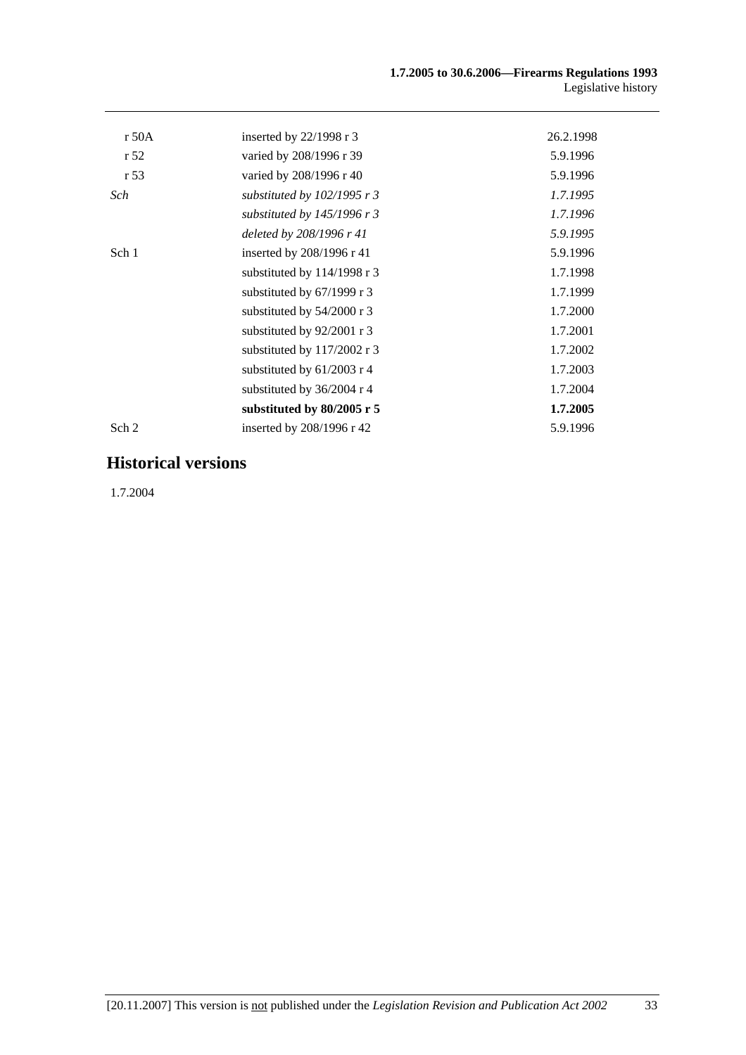| | | |
|---|---|---|
| r 50A | inserted by 22/1998 r 3 | 26.2.1998 |
| r 52 | varied by 208/1996 r 39 | 5.9.1996 |
| r 53 | varied by 208/1996 r 40 | 5.9.1996 |
| *Sch* | *substituted by 102/1995 r 3* | *1.7.1995* |
| | *substituted by 145/1996 r 3* | *1.7.1996* |
| | *deleted by 208/1996 r 41* | *5.9.1995* |
| Sch 1 | inserted by 208/1996 r 41 | 5.9.1996 |
| | substituted by 114/1998 r 3 | 1.7.1998 |
| | substituted by 67/1999 r 3 | 1.7.1999 |
| | substituted by 54/2000 r 3 | 1.7.2000 |
| | substituted by 92/2001 r 3 | 1.7.2001 |
| | substituted by 117/2002 r 3 | 1.7.2002 |
| | substituted by 61/2003 r 4 | 1.7.2003 |
| | substituted by 36/2004 r 4 | 1.7.2004 |
| | **substituted by 80/2005 r 5** | **1.7.2005** |
| Sch 2 | inserted by 208/1996 r 42 | 5.9.1996 |

## Historical versions

1.7.2004